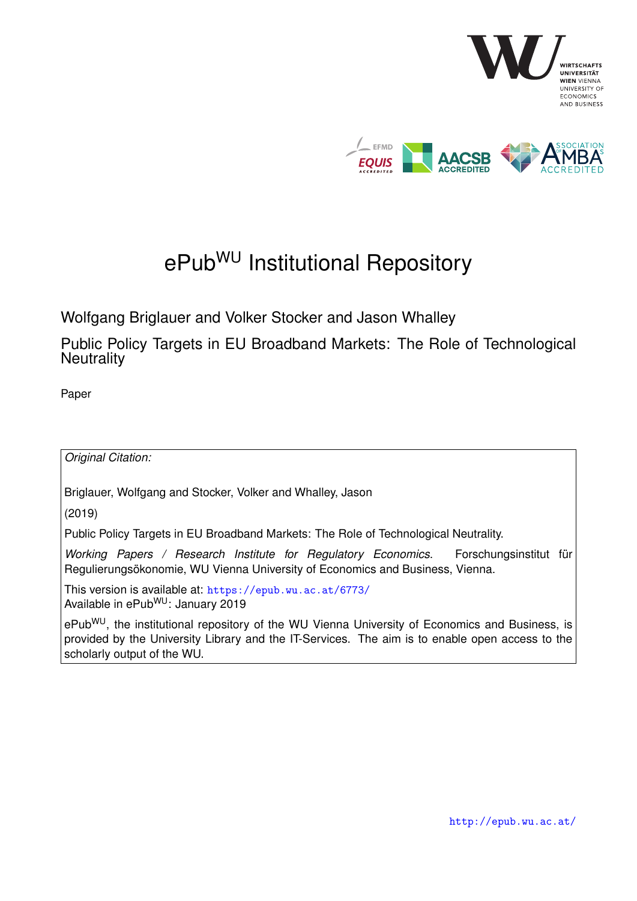# ePub^WU Institutional Repository

Wolfgang Briglauer and Volker Stocker and Jason Whalley

Public Policy Targets in EU Broadband Markets: The Role of Technological Neutrality

Paper

*Original Citation:*

Briglauer, Wolfgang and Stocker, Volker and Whalley, Jason

(2019)

Public Policy Targets in EU Broadband Markets: The Role of Technological Neutrality.

*Working Papers / Research Institute for Regulatory Economics*. Forschungsinstitut für Regulierungsökonomie, WU Vienna University of Economics and Business, Vienna.

This version is available at: https://epub.wu.ac.at/6773/
Available in ePub^WU: January 2019

ePub^WU, the institutional repository of the WU Vienna University of Economics and Business, is provided by the University Library and the IT-Services. The aim is to enable open access to the scholarly output of the WU.

http://epub.wu.ac.at/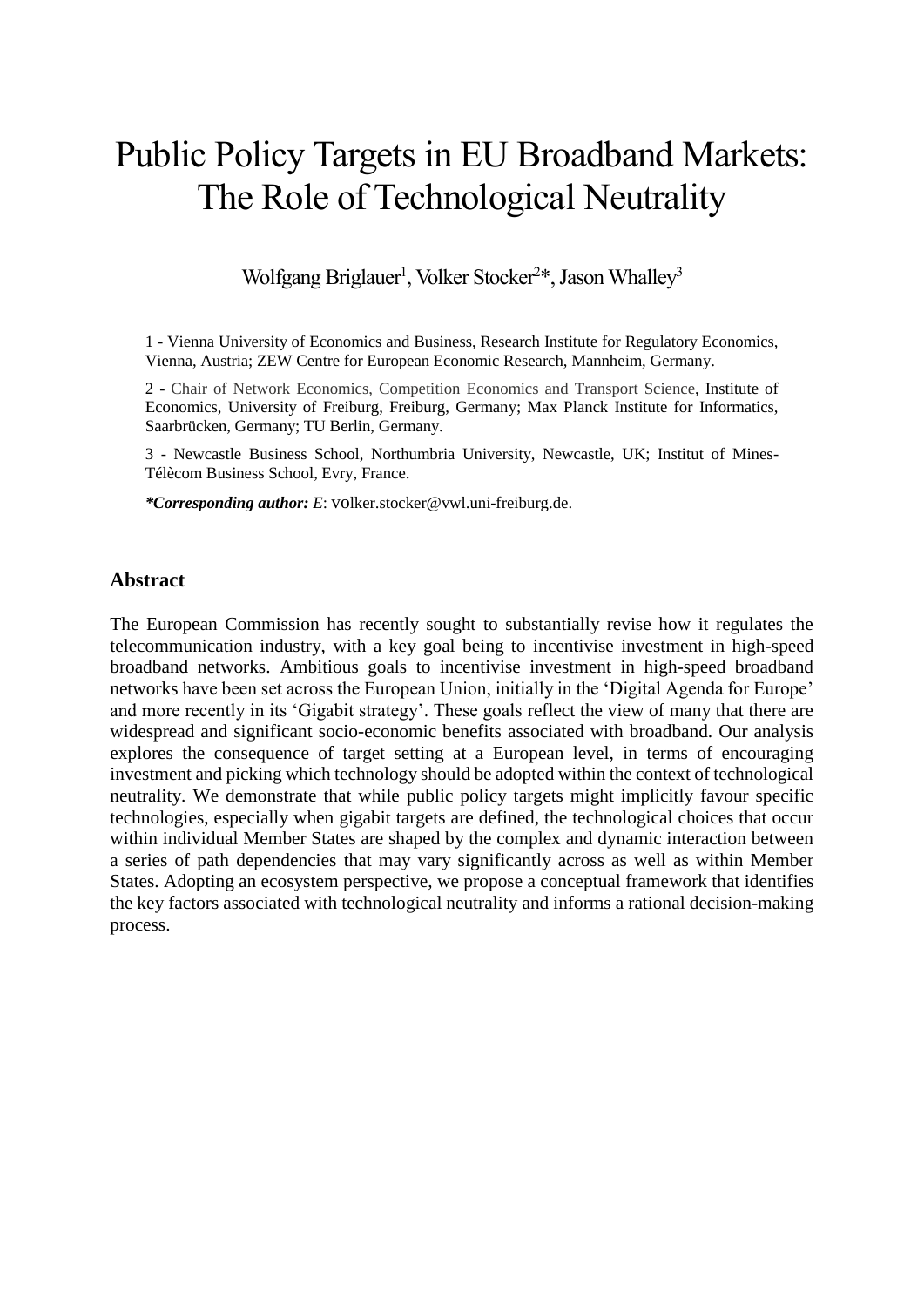# Public Policy Targets in EU Broadband Markets: The Role of Technological Neutrality

Wolfgang Briglauer[1], Volker Stocker[2]*, Jason Whalley[3]

1 - Vienna University of Economics and Business, Research Institute for Regulatory Economics, Vienna, Austria; ZEW Centre for European Economic Research, Mannheim, Germany.

2 - Chair of Network Economics, Competition Economics and Transport Science, Institute of Economics, University of Freiburg, Freiburg, Germany; Max Planck Institute for Informatics, Saarbrücken, Germany; TU Berlin, Germany.

3 - Newcastle Business School, Northumbria University, Newcastle, UK; Institut of Mines-Télècom Business School, Evry, France.

***Corresponding author:** *E*: volker.stocker@vwl.uni-freiburg.de.

## Abstract

The European Commission has recently sought to substantially revise how it regulates the telecommunication industry, with a key goal being to incentivise investment in high-speed broadband networks. Ambitious goals to incentivise investment in high-speed broadband networks have been set across the European Union, initially in the 'Digital Agenda for Europe' and more recently in its 'Gigabit strategy'. These goals reflect the view of many that there are widespread and significant socio-economic benefits associated with broadband. Our analysis explores the consequence of target setting at a European level, in terms of encouraging investment and picking which technology should be adopted within the context of technological neutrality. We demonstrate that while public policy targets might implicitly favour specific technologies, especially when gigabit targets are defined, the technological choices that occur within individual Member States are shaped by the complex and dynamic interaction between a series of path dependencies that may vary significantly across as well as within Member States. Adopting an ecosystem perspective, we propose a conceptual framework that identifies the key factors associated with technological neutrality and informs a rational decision-making process.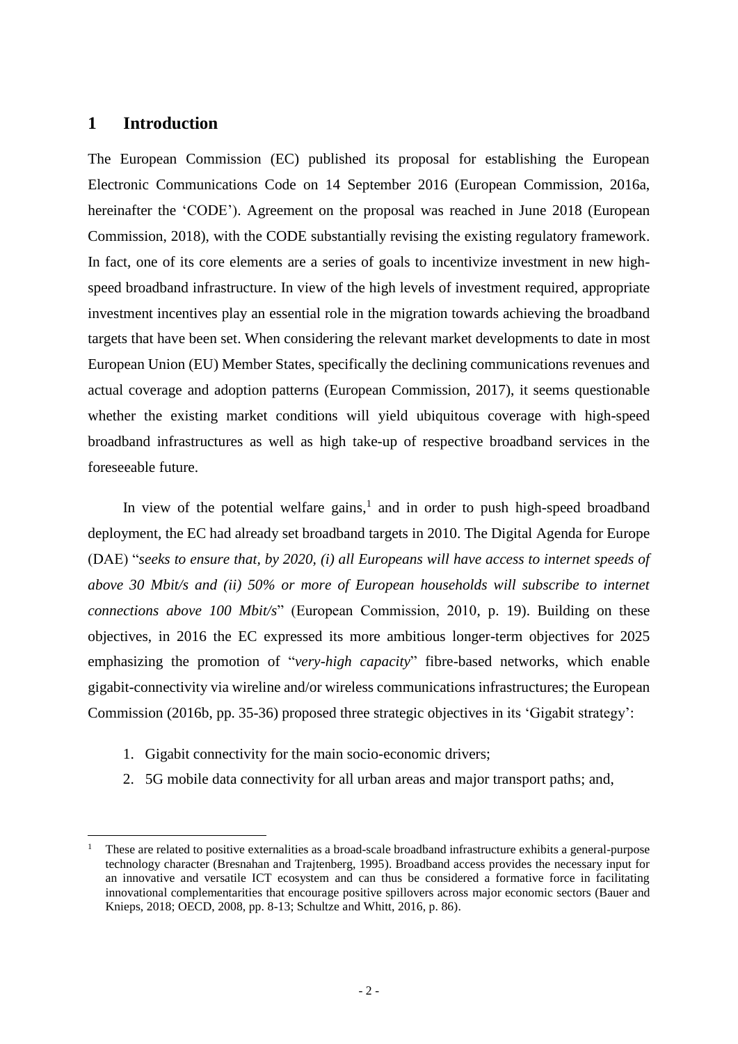# 1 Introduction

The European Commission (EC) published its proposal for establishing the European Electronic Communications Code on 14 September 2016 (European Commission, 2016a, hereinafter the 'CODE'). Agreement on the proposal was reached in June 2018 (European Commission, 2018), with the CODE substantially revising the existing regulatory framework. In fact, one of its core elements are a series of goals to incentivize investment in new high-speed broadband infrastructure. In view of the high levels of investment required, appropriate investment incentives play an essential role in the migration towards achieving the broadband targets that have been set. When considering the relevant market developments to date in most European Union (EU) Member States, specifically the declining communications revenues and actual coverage and adoption patterns (European Commission, 2017), it seems questionable whether the existing market conditions will yield ubiquitous coverage with high-speed broadband infrastructures as well as high take-up of respective broadband services in the foreseeable future.

In view of the potential welfare gains,[1] and in order to push high-speed broadband deployment, the EC had already set broadband targets in 2010. The Digital Agenda for Europe (DAE) "*seeks to ensure that, by 2020, (i) all Europeans will have access to internet speeds of above 30 Mbit/s and (ii) 50% or more of European households will subscribe to internet connections above 100 Mbit/s*" (European Commission, 2010, p. 19). Building on these objectives, in 2016 the EC expressed its more ambitious longer-term objectives for 2025 emphasizing the promotion of "*very-high capacity*" fibre-based networks, which enable gigabit-connectivity via wireline and/or wireless communications infrastructures; the European Commission (2016b, pp. 35-36) proposed three strategic objectives in its 'Gigabit strategy':

1. Gigabit connectivity for the main socio-economic drivers;
2. 5G mobile data connectivity for all urban areas and major transport paths; and,

[1] These are related to positive externalities as a broad-scale broadband infrastructure exhibits a general-purpose technology character (Bresnahan and Trajtenberg, 1995). Broadband access provides the necessary input for an innovative and versatile ICT ecosystem and can thus be considered a formative force in facilitating innovational complementarities that encourage positive spillovers across major economic sectors (Bauer and Knieps, 2018; OECD, 2008, pp. 8-13; Schultze and Whitt, 2016, p. 86).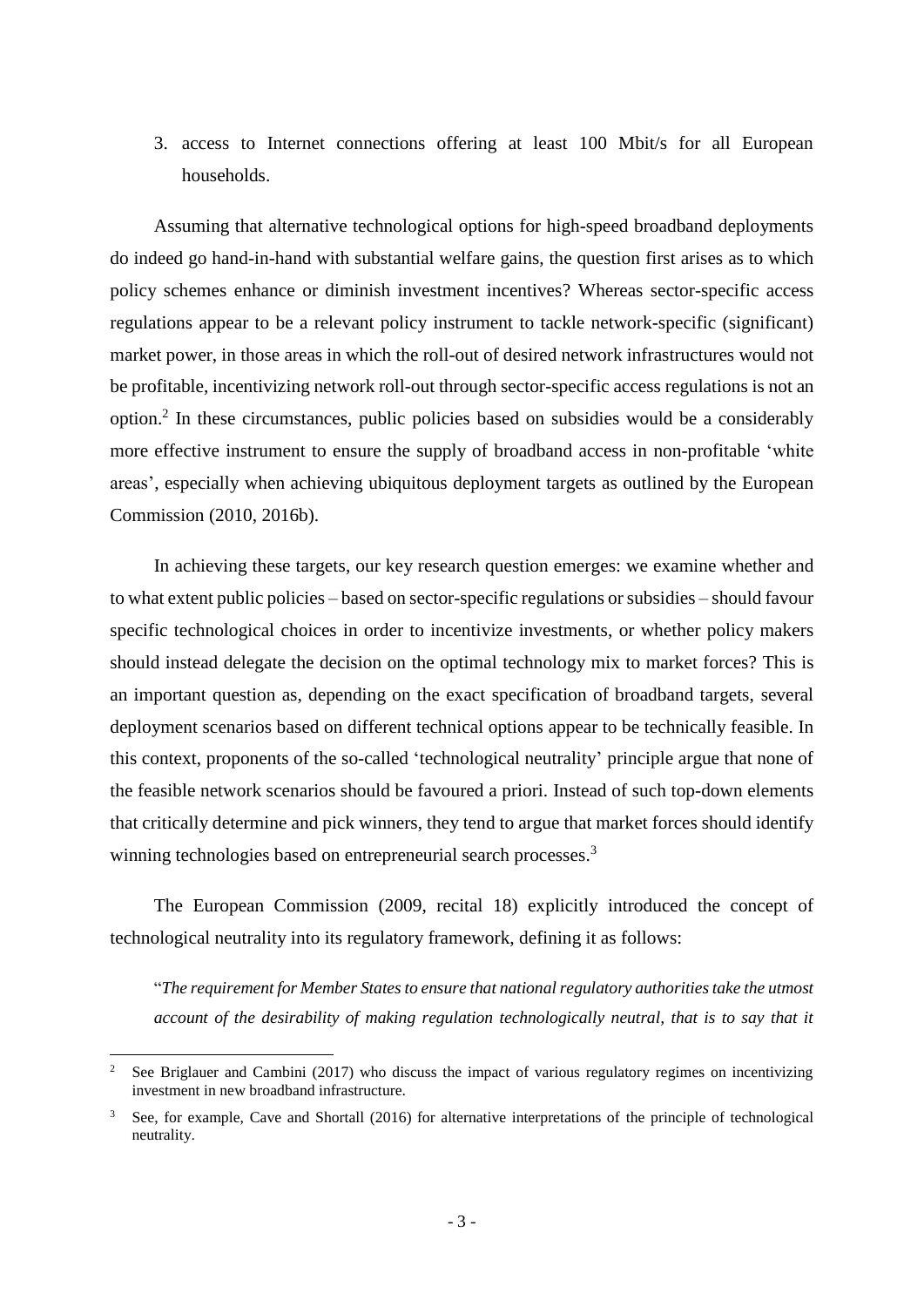3. access to Internet connections offering at least 100 Mbit/s for all European households.

Assuming that alternative technological options for high-speed broadband deployments do indeed go hand-in-hand with substantial welfare gains, the question first arises as to which policy schemes enhance or diminish investment incentives? Whereas sector-specific access regulations appear to be a relevant policy instrument to tackle network-specific (significant) market power, in those areas in which the roll-out of desired network infrastructures would not be profitable, incentivizing network roll-out through sector-specific access regulations is not an option.[2] In these circumstances, public policies based on subsidies would be a considerably more effective instrument to ensure the supply of broadband access in non-profitable 'white areas', especially when achieving ubiquitous deployment targets as outlined by the European Commission (2010, 2016b).

In achieving these targets, our key research question emerges: we examine whether and to what extent public policies – based on sector-specific regulations or subsidies – should favour specific technological choices in order to incentivize investments, or whether policy makers should instead delegate the decision on the optimal technology mix to market forces? This is an important question as, depending on the exact specification of broadband targets, several deployment scenarios based on different technical options appear to be technically feasible. In this context, proponents of the so-called 'technological neutrality' principle argue that none of the feasible network scenarios should be favoured a priori. Instead of such top-down elements that critically determine and pick winners, they tend to argue that market forces should identify winning technologies based on entrepreneurial search processes.[3]

The European Commission (2009, recital 18) explicitly introduced the concept of technological neutrality into its regulatory framework, defining it as follows:

"*The requirement for Member States to ensure that national regulatory authorities take the utmost account of the desirability of making regulation technologically neutral, that is to say that it*

---

[2] See Briglauer and Cambini (2017) who discuss the impact of various regulatory regimes on incentivizing investment in new broadband infrastructure.

[3] See, for example, Cave and Shortall (2016) for alternative interpretations of the principle of technological neutrality.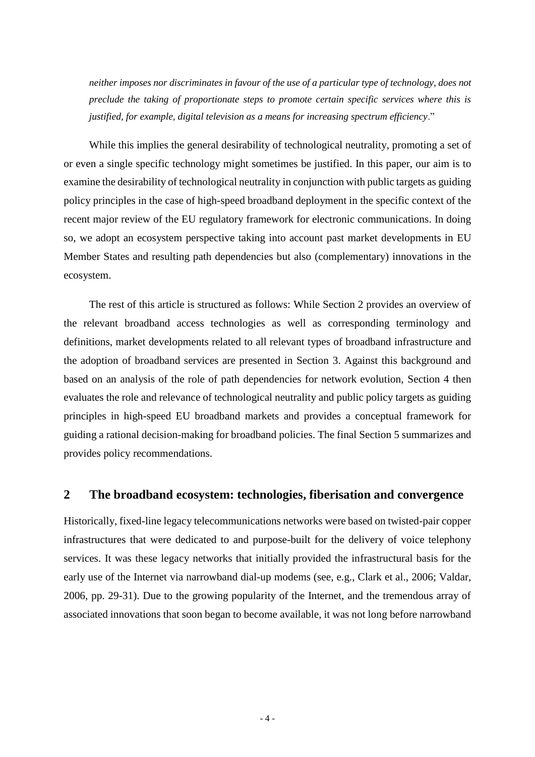*neither imposes nor discriminates in favour of the use of a particular type of technology, does not preclude the taking of proportionate steps to promote certain specific services where this is justified, for example, digital television as a means for increasing spectrum efficiency*."

While this implies the general desirability of technological neutrality, promoting a set of or even a single specific technology might sometimes be justified. In this paper, our aim is to examine the desirability of technological neutrality in conjunction with public targets as guiding policy principles in the case of high-speed broadband deployment in the specific context of the recent major review of the EU regulatory framework for electronic communications. In doing so, we adopt an ecosystem perspective taking into account past market developments in EU Member States and resulting path dependencies but also (complementary) innovations in the ecosystem.

The rest of this article is structured as follows: While Section 2 provides an overview of the relevant broadband access technologies as well as corresponding terminology and definitions, market developments related to all relevant types of broadband infrastructure and the adoption of broadband services are presented in Section 3. Against this background and based on an analysis of the role of path dependencies for network evolution, Section 4 then evaluates the role and relevance of technological neutrality and public policy targets as guiding principles in high-speed EU broadband markets and provides a conceptual framework for guiding a rational decision-making for broadband policies. The final Section 5 summarizes and provides policy recommendations.

## 2 The broadband ecosystem: technologies, fiberisation and convergence

Historically, fixed-line legacy telecommunications networks were based on twisted-pair copper infrastructures that were dedicated to and purpose-built for the delivery of voice telephony services. It was these legacy networks that initially provided the infrastructural basis for the early use of the Internet via narrowband dial-up modems (see, e.g., Clark et al., 2006; Valdar, 2006, pp. 29-31). Due to the growing popularity of the Internet, and the tremendous array of associated innovations that soon began to become available, it was not long before narrowband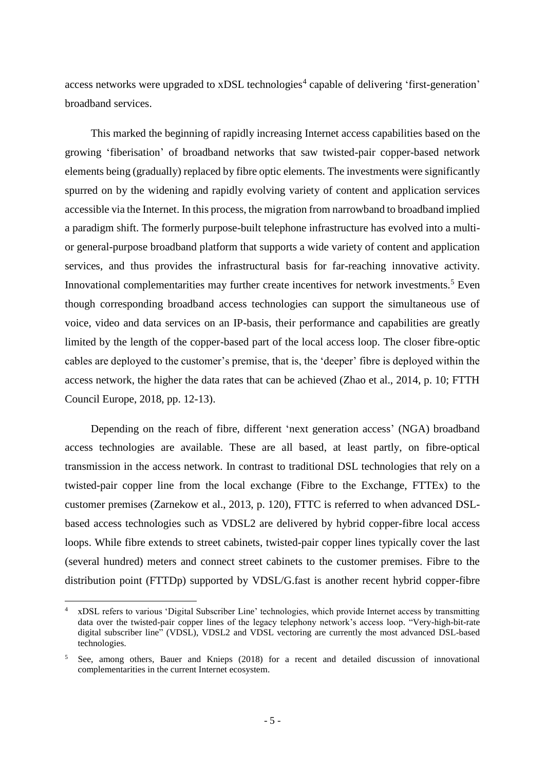access networks were upgraded to xDSL technologies[4] capable of delivering 'first-generation' broadband services.

This marked the beginning of rapidly increasing Internet access capabilities based on the growing 'fiberisation' of broadband networks that saw twisted-pair copper-based network elements being (gradually) replaced by fibre optic elements. The investments were significantly spurred on by the widening and rapidly evolving variety of content and application services accessible via the Internet. In this process, the migration from narrowband to broadband implied a paradigm shift. The formerly purpose-built telephone infrastructure has evolved into a multi- or general-purpose broadband platform that supports a wide variety of content and application services, and thus provides the infrastructural basis for far-reaching innovative activity. Innovational complementarities may further create incentives for network investments.[5] Even though corresponding broadband access technologies can support the simultaneous use of voice, video and data services on an IP-basis, their performance and capabilities are greatly limited by the length of the copper-based part of the local access loop. The closer fibre-optic cables are deployed to the customer's premise, that is, the 'deeper' fibre is deployed within the access network, the higher the data rates that can be achieved (Zhao et al., 2014, p. 10; FTTH Council Europe, 2018, pp. 12-13).

Depending on the reach of fibre, different 'next generation access' (NGA) broadband access technologies are available. These are all based, at least partly, on fibre-optical transmission in the access network. In contrast to traditional DSL technologies that rely on a twisted-pair copper line from the local exchange (Fibre to the Exchange, FTTEx) to the customer premises (Zarnekow et al., 2013, p. 120), FTTC is referred to when advanced DSL-based access technologies such as VDSL2 are delivered by hybrid copper-fibre local access loops. While fibre extends to street cabinets, twisted-pair copper lines typically cover the last (several hundred) meters and connect street cabinets to the customer premises. Fibre to the distribution point (FTTDp) supported by VDSL/G.fast is another recent hybrid copper-fibre

---

[4] xDSL refers to various 'Digital Subscriber Line' technologies, which provide Internet access by transmitting data over the twisted-pair copper lines of the legacy telephony network's access loop. "Very-high-bit-rate digital subscriber line" (VDSL), VDSL2 and VDSL vectoring are currently the most advanced DSL-based technologies.

[5] See, among others, Bauer and Knieps (2018) for a recent and detailed discussion of innovational complementarities in the current Internet ecosystem.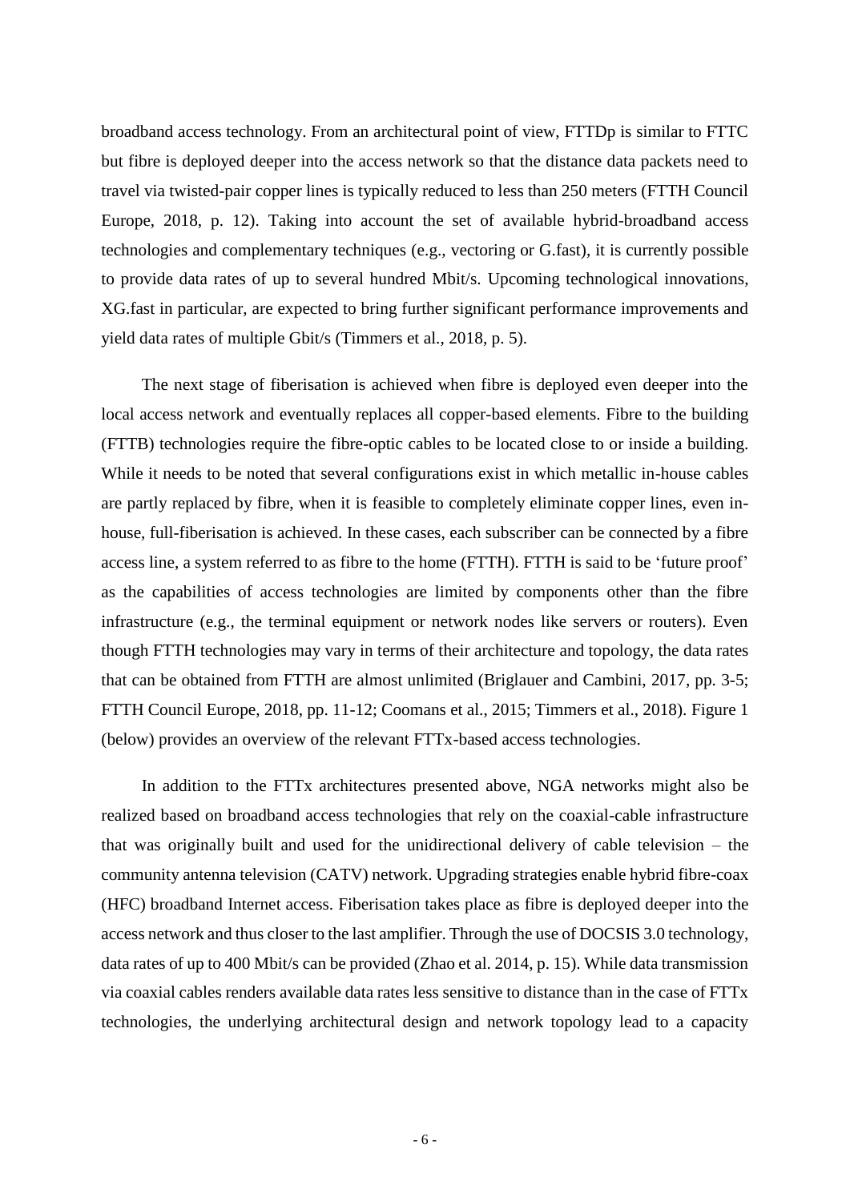broadband access technology. From an architectural point of view, FTTDp is similar to FTTC but fibre is deployed deeper into the access network so that the distance data packets need to travel via twisted-pair copper lines is typically reduced to less than 250 meters (FTTH Council Europe, 2018, p. 12). Taking into account the set of available hybrid-broadband access technologies and complementary techniques (e.g., vectoring or G.fast), it is currently possible to provide data rates of up to several hundred Mbit/s. Upcoming technological innovations, XG.fast in particular, are expected to bring further significant performance improvements and yield data rates of multiple Gbit/s (Timmers et al., 2018, p. 5).

The next stage of fiberisation is achieved when fibre is deployed even deeper into the local access network and eventually replaces all copper-based elements. Fibre to the building (FTTB) technologies require the fibre-optic cables to be located close to or inside a building. While it needs to be noted that several configurations exist in which metallic in-house cables are partly replaced by fibre, when it is feasible to completely eliminate copper lines, even in-house, full-fiberisation is achieved. In these cases, each subscriber can be connected by a fibre access line, a system referred to as fibre to the home (FTTH). FTTH is said to be 'future proof' as the capabilities of access technologies are limited by components other than the fibre infrastructure (e.g., the terminal equipment or network nodes like servers or routers). Even though FTTH technologies may vary in terms of their architecture and topology, the data rates that can be obtained from FTTH are almost unlimited (Briglauer and Cambini, 2017, pp. 3-5; FTTH Council Europe, 2018, pp. 11-12; Coomans et al., 2015; Timmers et al., 2018). Figure 1 (below) provides an overview of the relevant FTTx-based access technologies.

In addition to the FTTx architectures presented above, NGA networks might also be realized based on broadband access technologies that rely on the coaxial-cable infrastructure that was originally built and used for the unidirectional delivery of cable television – the community antenna television (CATV) network. Upgrading strategies enable hybrid fibre-coax (HFC) broadband Internet access. Fiberisation takes place as fibre is deployed deeper into the access network and thus closer to the last amplifier. Through the use of DOCSIS 3.0 technology, data rates of up to 400 Mbit/s can be provided (Zhao et al. 2014, p. 15). While data transmission via coaxial cables renders available data rates less sensitive to distance than in the case of FTTx technologies, the underlying architectural design and network topology lead to a capacity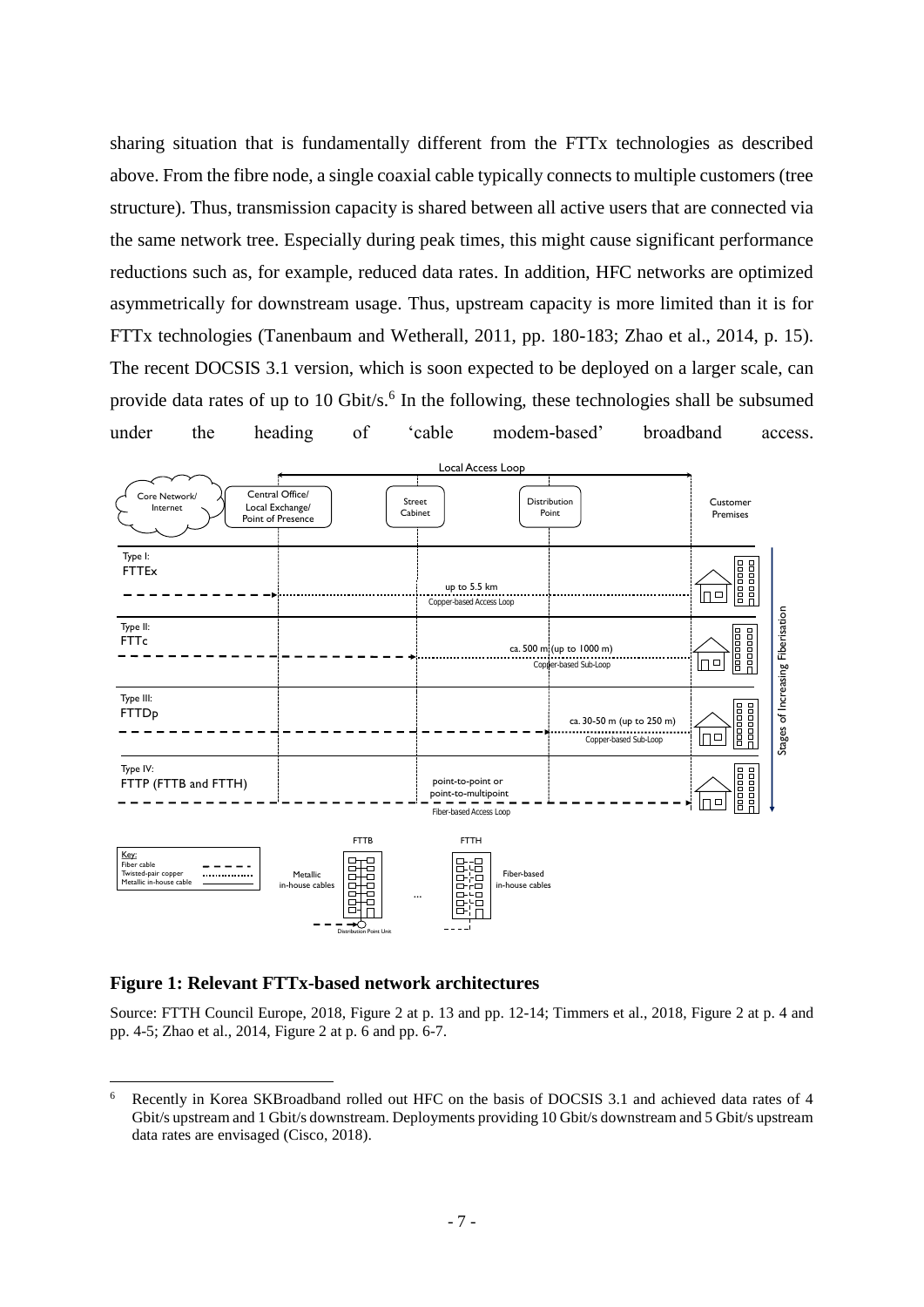sharing situation that is fundamentally different from the FTTx technologies as described above. From the fibre node, a single coaxial cable typically connects to multiple customers (tree structure). Thus, transmission capacity is shared between all active users that are connected via the same network tree. Especially during peak times, this might cause significant performance reductions such as, for example, reduced data rates. In addition, HFC networks are optimized asymmetrically for downstream usage. Thus, upstream capacity is more limited than it is for FTTx technologies (Tanenbaum and Wetherall, 2011, pp. 180-183; Zhao et al., 2014, p. 15). The recent DOCSIS 3.1 version, which is soon expected to be deployed on a larger scale, can provide data rates of up to 10 Gbit/s.[6] In the following, these technologies shall be subsumed under the heading of 'cable modem-based' broadband access.

**Figure 1: Relevant FTTx-based network architectures**

Source: FTTH Council Europe, 2018, Figure 2 at p. 13 and pp. 12-14; Timmers et al., 2018, Figure 2 at p. 4 and pp. 4-5; Zhao et al., 2014, Figure 2 at p. 6 and pp. 6-7.

[6] Recently in Korea SKBroadband rolled out HFC on the basis of DOCSIS 3.1 and achieved data rates of 4 Gbit/s upstream and 1 Gbit/s downstream. Deployments providing 10 Gbit/s downstream and 5 Gbit/s upstream data rates are envisaged (Cisco, 2018).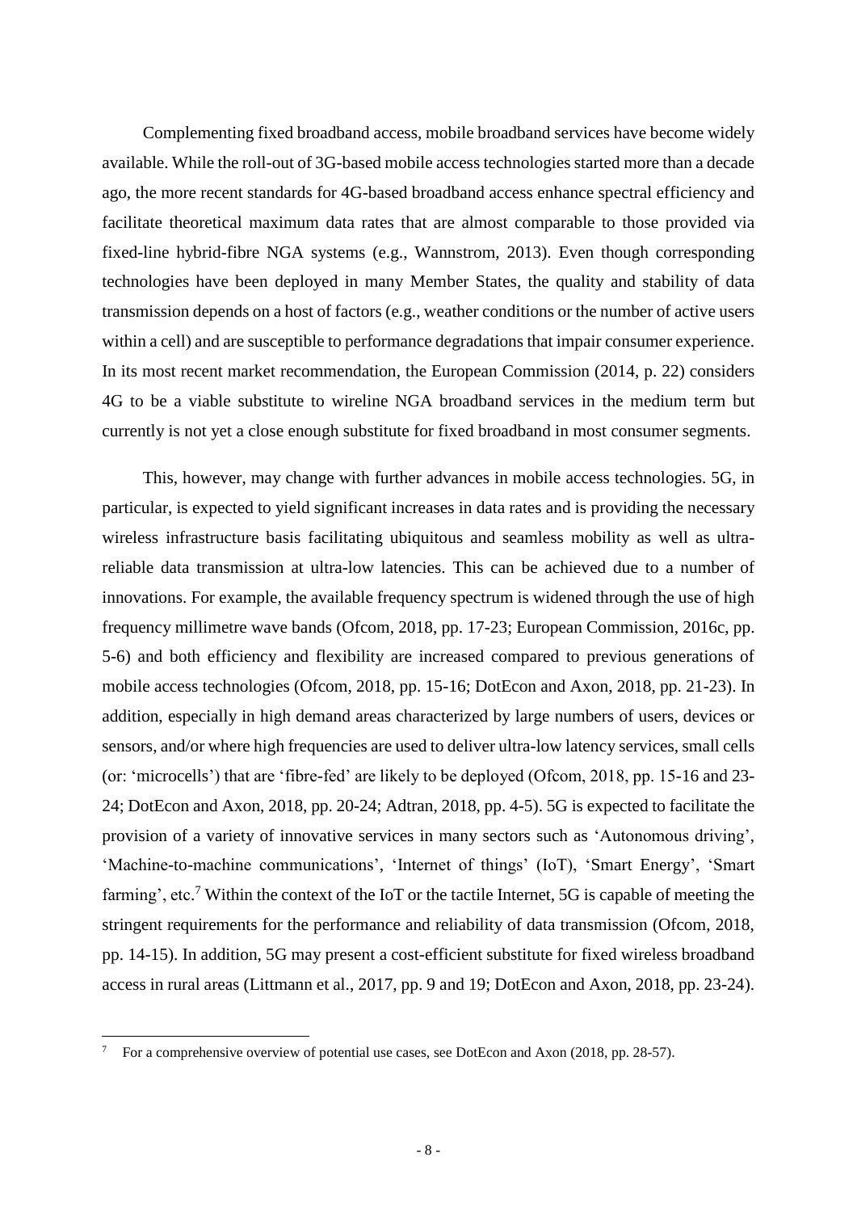Complementing fixed broadband access, mobile broadband services have become widely available. While the roll-out of 3G-based mobile access technologies started more than a decade ago, the more recent standards for 4G-based broadband access enhance spectral efficiency and facilitate theoretical maximum data rates that are almost comparable to those provided via fixed-line hybrid-fibre NGA systems (e.g., Wannstrom, 2013). Even though corresponding technologies have been deployed in many Member States, the quality and stability of data transmission depends on a host of factors (e.g., weather conditions or the number of active users within a cell) and are susceptible to performance degradations that impair consumer experience. In its most recent market recommendation, the European Commission (2014, p. 22) considers 4G to be a viable substitute to wireline NGA broadband services in the medium term but currently is not yet a close enough substitute for fixed broadband in most consumer segments.

This, however, may change with further advances in mobile access technologies. 5G, in particular, is expected to yield significant increases in data rates and is providing the necessary wireless infrastructure basis facilitating ubiquitous and seamless mobility as well as ultra-reliable data transmission at ultra-low latencies. This can be achieved due to a number of innovations. For example, the available frequency spectrum is widened through the use of high frequency millimetre wave bands (Ofcom, 2018, pp. 17-23; European Commission, 2016c, pp. 5-6) and both efficiency and flexibility are increased compared to previous generations of mobile access technologies (Ofcom, 2018, pp. 15-16; DotEcon and Axon, 2018, pp. 21-23). In addition, especially in high demand areas characterized by large numbers of users, devices or sensors, and/or where high frequencies are used to deliver ultra-low latency services, small cells (or: 'microcells') that are 'fibre-fed' are likely to be deployed (Ofcom, 2018, pp. 15-16 and 23-24; DotEcon and Axon, 2018, pp. 20-24; Adtran, 2018, pp. 4-5). 5G is expected to facilitate the provision of a variety of innovative services in many sectors such as 'Autonomous driving', 'Machine-to-machine communications', 'Internet of things' (IoT), 'Smart Energy', 'Smart farming', etc.[7] Within the context of the IoT or the tactile Internet, 5G is capable of meeting the stringent requirements for the performance and reliability of data transmission (Ofcom, 2018, pp. 14-15). In addition, 5G may present a cost-efficient substitute for fixed wireless broadband access in rural areas (Littmann et al., 2017, pp. 9 and 19; DotEcon and Axon, 2018, pp. 23-24).

[7] For a comprehensive overview of potential use cases, see DotEcon and Axon (2018, pp. 28-57).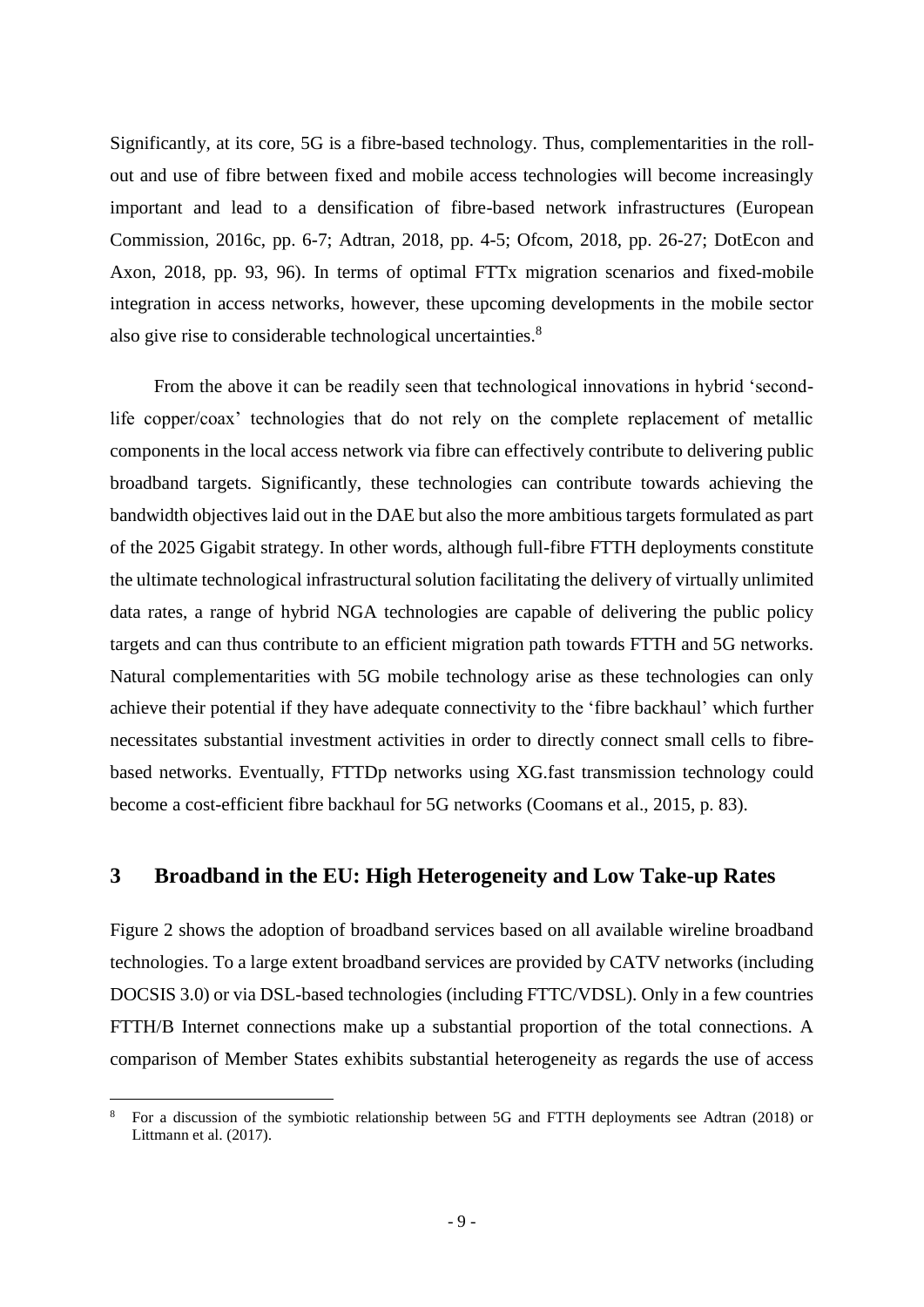Significantly, at its core, 5G is a fibre-based technology. Thus, complementarities in the roll-out and use of fibre between fixed and mobile access technologies will become increasingly important and lead to a densification of fibre-based network infrastructures (European Commission, 2016c, pp. 6-7; Adtran, 2018, pp. 4-5; Ofcom, 2018, pp. 26-27; DotEcon and Axon, 2018, pp. 93, 96). In terms of optimal FTTx migration scenarios and fixed-mobile integration in access networks, however, these upcoming developments in the mobile sector also give rise to considerable technological uncertainties.[8]

From the above it can be readily seen that technological innovations in hybrid 'second-life copper/coax' technologies that do not rely on the complete replacement of metallic components in the local access network via fibre can effectively contribute to delivering public broadband targets. Significantly, these technologies can contribute towards achieving the bandwidth objectives laid out in the DAE but also the more ambitious targets formulated as part of the 2025 Gigabit strategy. In other words, although full-fibre FTTH deployments constitute the ultimate technological infrastructural solution facilitating the delivery of virtually unlimited data rates, a range of hybrid NGA technologies are capable of delivering the public policy targets and can thus contribute to an efficient migration path towards FTTH and 5G networks. Natural complementarities with 5G mobile technology arise as these technologies can only achieve their potential if they have adequate connectivity to the 'fibre backhaul' which further necessitates substantial investment activities in order to directly connect small cells to fibre-based networks. Eventually, FTTDp networks using XG.fast transmission technology could become a cost-efficient fibre backhaul for 5G networks (Coomans et al., 2015, p. 83).

## 3 Broadband in the EU: High Heterogeneity and Low Take-up Rates

Figure 2 shows the adoption of broadband services based on all available wireline broadband technologies. To a large extent broadband services are provided by CATV networks (including DOCSIS 3.0) or via DSL-based technologies (including FTTC/VDSL). Only in a few countries FTTH/B Internet connections make up a substantial proportion of the total connections. A comparison of Member States exhibits substantial heterogeneity as regards the use of access

---

[8] For a discussion of the symbiotic relationship between 5G and FTTH deployments see Adtran (2018) or Littmann et al. (2017).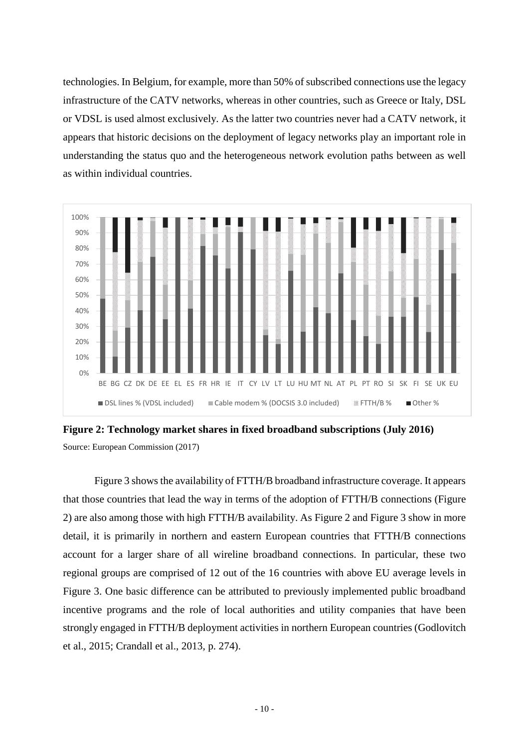technologies. In Belgium, for example, more than 50% of subscribed connections use the legacy infrastructure of the CATV networks, whereas in other countries, such as Greece or Italy, DSL or VDSL is used almost exclusively. As the latter two countries never had a CATV network, it appears that historic decisions on the deployment of legacy networks play an important role in understanding the status quo and the heterogeneous network evolution paths between as well as within individual countries.

**Figure 2: Technology market shares in fixed broadband subscriptions (July 2016)**

Source: European Commission (2017)

Figure 3 shows the availability of FTTH/B broadband infrastructure coverage. It appears that those countries that lead the way in terms of the adoption of FTTH/B connections (Figure 2) are also among those with high FTTH/B availability. As Figure 2 and Figure 3 show in more detail, it is primarily in northern and eastern European countries that FTTH/B connections account for a larger share of all wireline broadband connections. In particular, these two regional groups are comprised of 12 out of the 16 countries with above EU average levels in Figure 3. One basic difference can be attributed to previously implemented public broadband incentive programs and the role of local authorities and utility companies that have been strongly engaged in FTTH/B deployment activities in northern European countries (Godlovitch et al., 2015; Crandall et al., 2013, p. 274).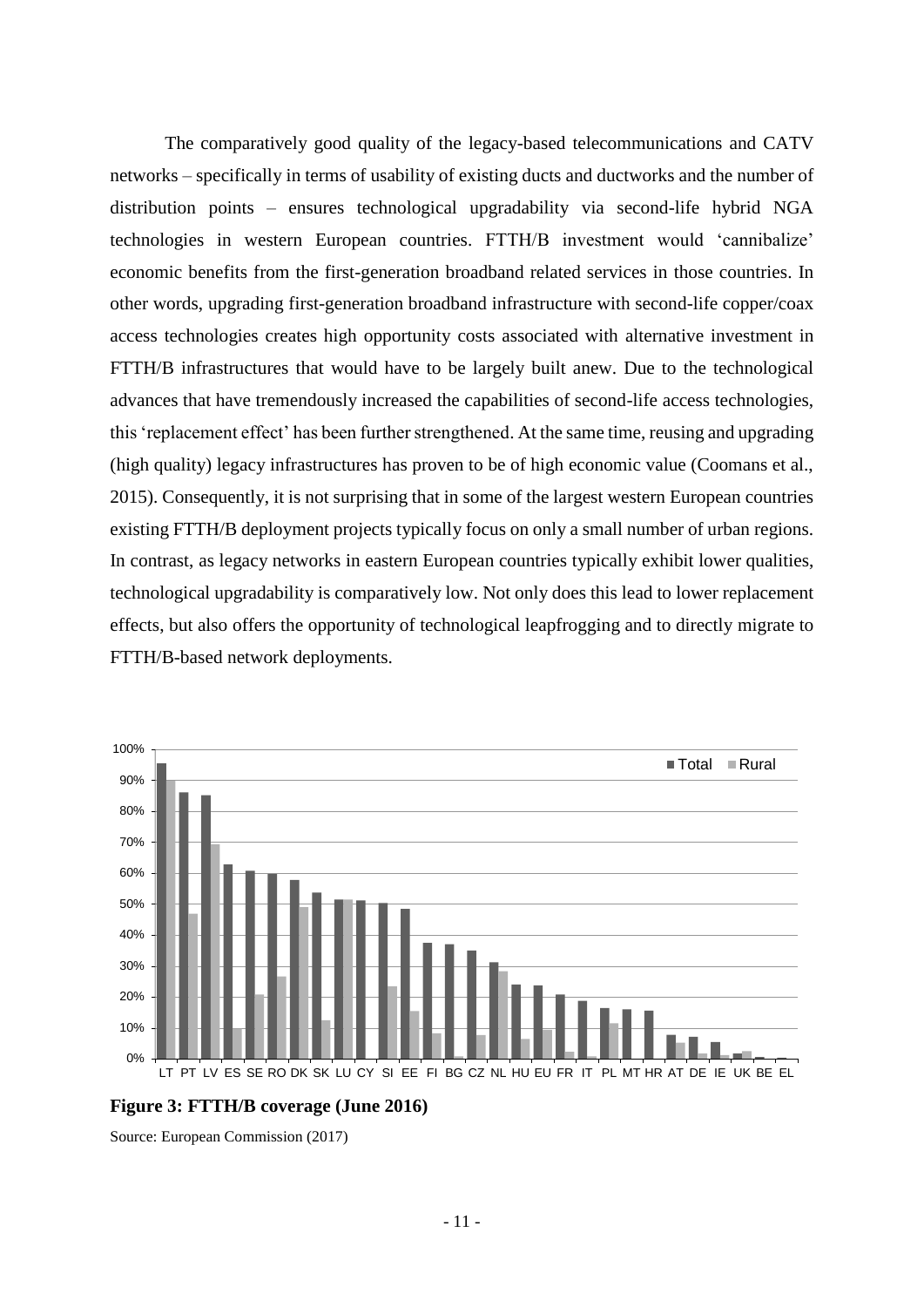The comparatively good quality of the legacy-based telecommunications and CATV networks – specifically in terms of usability of existing ducts and ductworks and the number of distribution points – ensures technological upgradability via second-life hybrid NGA technologies in western European countries. FTTH/B investment would 'cannibalize' economic benefits from the first-generation broadband related services in those countries. In other words, upgrading first-generation broadband infrastructure with second-life copper/coax access technologies creates high opportunity costs associated with alternative investment in FTTH/B infrastructures that would have to be largely built anew. Due to the technological advances that have tremendously increased the capabilities of second-life access technologies, this 'replacement effect' has been further strengthened. At the same time, reusing and upgrading (high quality) legacy infrastructures has proven to be of high economic value (Coomans et al., 2015). Consequently, it is not surprising that in some of the largest western European countries existing FTTH/B deployment projects typically focus on only a small number of urban regions. In contrast, as legacy networks in eastern European countries typically exhibit lower qualities, technological upgradability is comparatively low. Not only does this lead to lower replacement effects, but also offers the opportunity of technological leapfrogging and to directly migrate to FTTH/B-based network deployments.

**Figure 3: FTTH/B coverage (June 2016)**

Source: European Commission (2017)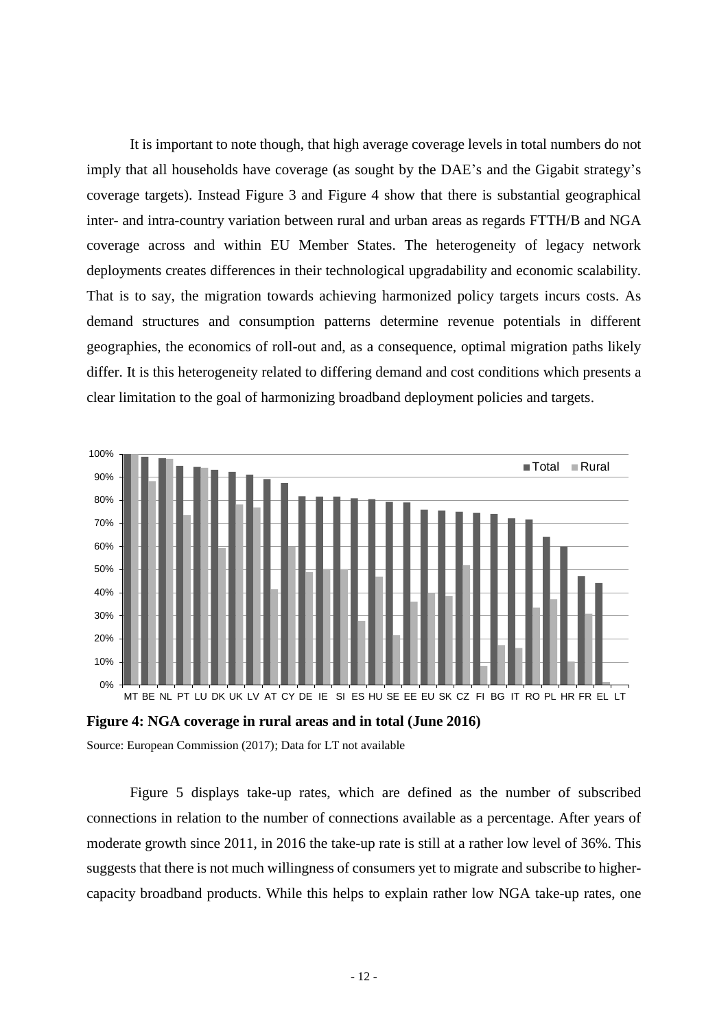It is important to note though, that high average coverage levels in total numbers do not imply that all households have coverage (as sought by the DAE's and the Gigabit strategy's coverage targets). Instead Figure 3 and Figure 4 show that there is substantial geographical inter- and intra-country variation between rural and urban areas as regards FTTH/B and NGA coverage across and within EU Member States. The heterogeneity of legacy network deployments creates differences in their technological upgradability and economic scalability. That is to say, the migration towards achieving harmonized policy targets incurs costs. As demand structures and consumption patterns determine revenue potentials in different geographies, the economics of roll-out and, as a consequence, optimal migration paths likely differ. It is this heterogeneity related to differing demand and cost conditions which presents a clear limitation to the goal of harmonizing broadband deployment policies and targets.

**Figure 4: NGA coverage in rural areas and in total (June 2016)**

Source: European Commission (2017); Data for LT not available

Figure 5 displays take-up rates, which are defined as the number of subscribed connections in relation to the number of connections available as a percentage. After years of moderate growth since 2011, in 2016 the take-up rate is still at a rather low level of 36%. This suggests that there is not much willingness of consumers yet to migrate and subscribe to higher-capacity broadband products. While this helps to explain rather low NGA take-up rates, one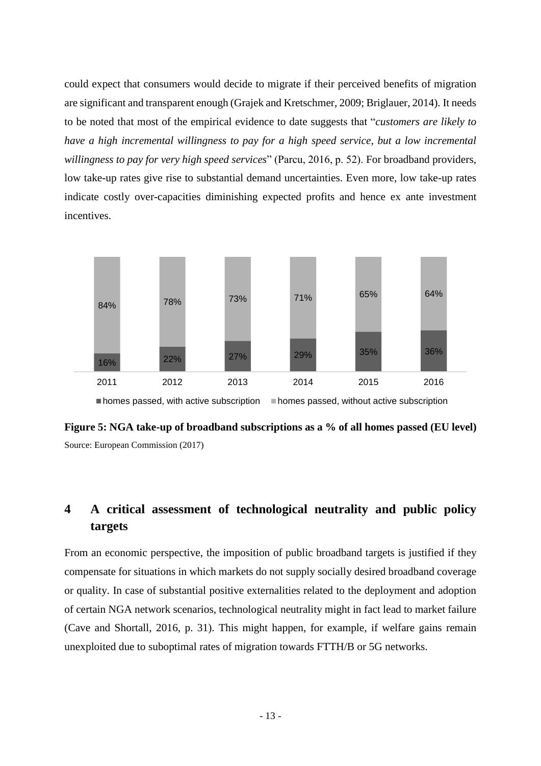could expect that consumers would decide to migrate if their perceived benefits of migration are significant and transparent enough (Grajek and Kretschmer, 2009; Briglauer, 2014). It needs to be noted that most of the empirical evidence to date suggests that "*customers are likely to have a high incremental willingness to pay for a high speed service, but a low incremental willingness to pay for very high speed services*" (Parcu, 2016, p. 52). For broadband providers, low take-up rates give rise to substantial demand uncertainties. Even more, low take-up rates indicate costly over-capacities diminishing expected profits and hence ex ante investment incentives.

| | 2011 | 2012 | 2013 | 2014 | 2015 | 2016 |
|---|---|---|---|---|---|---|
| homes passed, with active subscription | 16% | 22% | 27% | 29% | 35% | 36% |
| homes passed, without active subscription | 84% | 78% | 73% | 71% | 65% | 64% |

**Figure 5: NGA take-up of broadband subscriptions as a % of all homes passed (EU level)**

Source: European Commission (2017)

## 4 A critical assessment of technological neutrality and public policy targets

From an economic perspective, the imposition of public broadband targets is justified if they compensate for situations in which markets do not supply socially desired broadband coverage or quality. In case of substantial positive externalities related to the deployment and adoption of certain NGA network scenarios, technological neutrality might in fact lead to market failure (Cave and Shortall, 2016, p. 31). This might happen, for example, if welfare gains remain unexploited due to suboptimal rates of migration towards FTTH/B or 5G networks.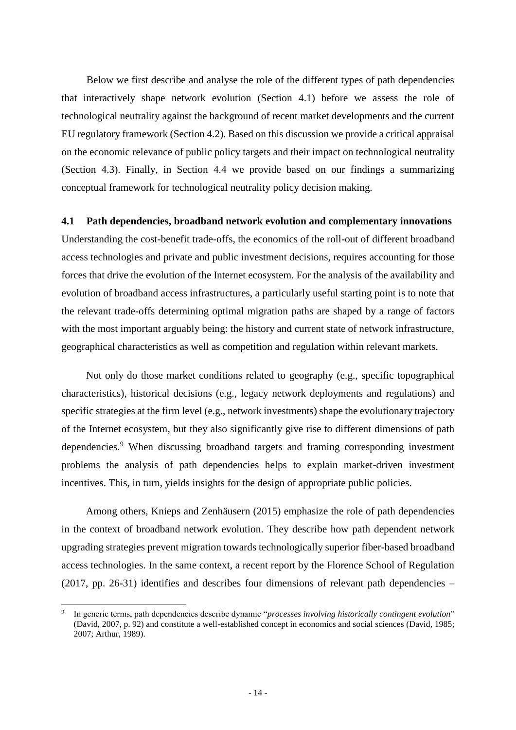Below we first describe and analyse the role of the different types of path dependencies that interactively shape network evolution (Section 4.1) before we assess the role of technological neutrality against the background of recent market developments and the current EU regulatory framework (Section 4.2). Based on this discussion we provide a critical appraisal on the economic relevance of public policy targets and their impact on technological neutrality (Section 4.3). Finally, in Section 4.4 we provide based on our findings a summarizing conceptual framework for technological neutrality policy decision making.

## 4.1 Path dependencies, broadband network evolution and complementary innovations

Understanding the cost-benefit trade-offs, the economics of the roll-out of different broadband access technologies and private and public investment decisions, requires accounting for those forces that drive the evolution of the Internet ecosystem. For the analysis of the availability and evolution of broadband access infrastructures, a particularly useful starting point is to note that the relevant trade-offs determining optimal migration paths are shaped by a range of factors with the most important arguably being: the history and current state of network infrastructure, geographical characteristics as well as competition and regulation within relevant markets.

Not only do those market conditions related to geography (e.g., specific topographical characteristics), historical decisions (e.g., legacy network deployments and regulations) and specific strategies at the firm level (e.g., network investments) shape the evolutionary trajectory of the Internet ecosystem, but they also significantly give rise to different dimensions of path dependencies.[9] When discussing broadband targets and framing corresponding investment problems the analysis of path dependencies helps to explain market-driven investment incentives. This, in turn, yields insights for the design of appropriate public policies.

Among others, Knieps and Zenhäusern (2015) emphasize the role of path dependencies in the context of broadband network evolution. They describe how path dependent network upgrading strategies prevent migration towards technologically superior fiber-based broadband access technologies. In the same context, a recent report by the Florence School of Regulation (2017, pp. 26-31) identifies and describes four dimensions of relevant path dependencies –

[9] In generic terms, path dependencies describe dynamic "*processes involving historically contingent evolution*" (David, 2007, p. 92) and constitute a well-established concept in economics and social sciences (David, 1985; 2007; Arthur, 1989).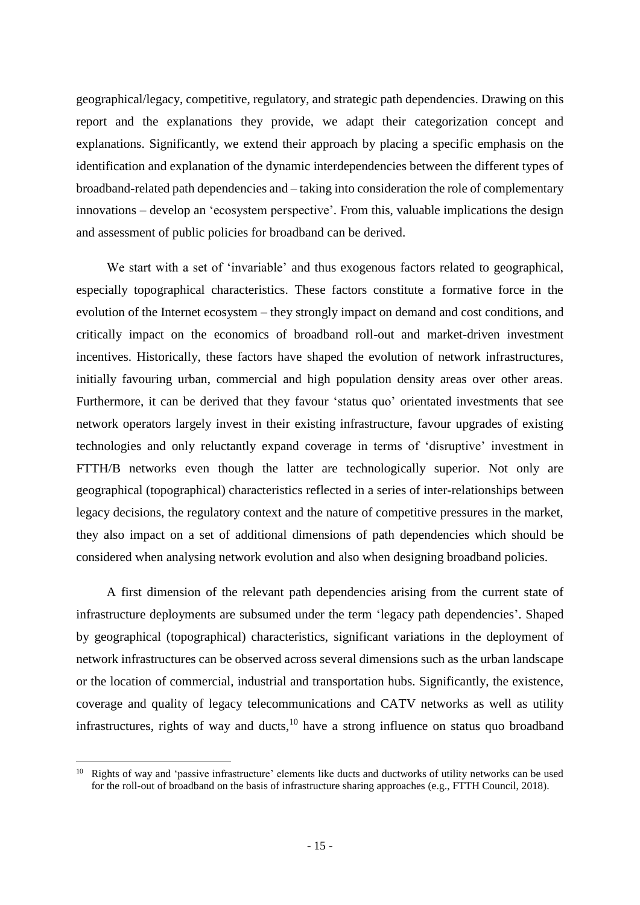geographical/legacy, competitive, regulatory, and strategic path dependencies. Drawing on this report and the explanations they provide, we adapt their categorization concept and explanations. Significantly, we extend their approach by placing a specific emphasis on the identification and explanation of the dynamic interdependencies between the different types of broadband-related path dependencies and – taking into consideration the role of complementary innovations – develop an 'ecosystem perspective'. From this, valuable implications the design and assessment of public policies for broadband can be derived.

We start with a set of 'invariable' and thus exogenous factors related to geographical, especially topographical characteristics. These factors constitute a formative force in the evolution of the Internet ecosystem – they strongly impact on demand and cost conditions, and critically impact on the economics of broadband roll-out and market-driven investment incentives. Historically, these factors have shaped the evolution of network infrastructures, initially favouring urban, commercial and high population density areas over other areas. Furthermore, it can be derived that they favour 'status quo' orientated investments that see network operators largely invest in their existing infrastructure, favour upgrades of existing technologies and only reluctantly expand coverage in terms of 'disruptive' investment in FTTH/B networks even though the latter are technologically superior. Not only are geographical (topographical) characteristics reflected in a series of inter-relationships between legacy decisions, the regulatory context and the nature of competitive pressures in the market, they also impact on a set of additional dimensions of path dependencies which should be considered when analysing network evolution and also when designing broadband policies.

A first dimension of the relevant path dependencies arising from the current state of infrastructure deployments are subsumed under the term 'legacy path dependencies'. Shaped by geographical (topographical) characteristics, significant variations in the deployment of network infrastructures can be observed across several dimensions such as the urban landscape or the location of commercial, industrial and transportation hubs. Significantly, the existence, coverage and quality of legacy telecommunications and CATV networks as well as utility infrastructures, rights of way and ducts,[10] have a strong influence on status quo broadband

---

[10] Rights of way and 'passive infrastructure' elements like ducts and ductworks of utility networks can be used for the roll-out of broadband on the basis of infrastructure sharing approaches (e.g., FTTH Council, 2018).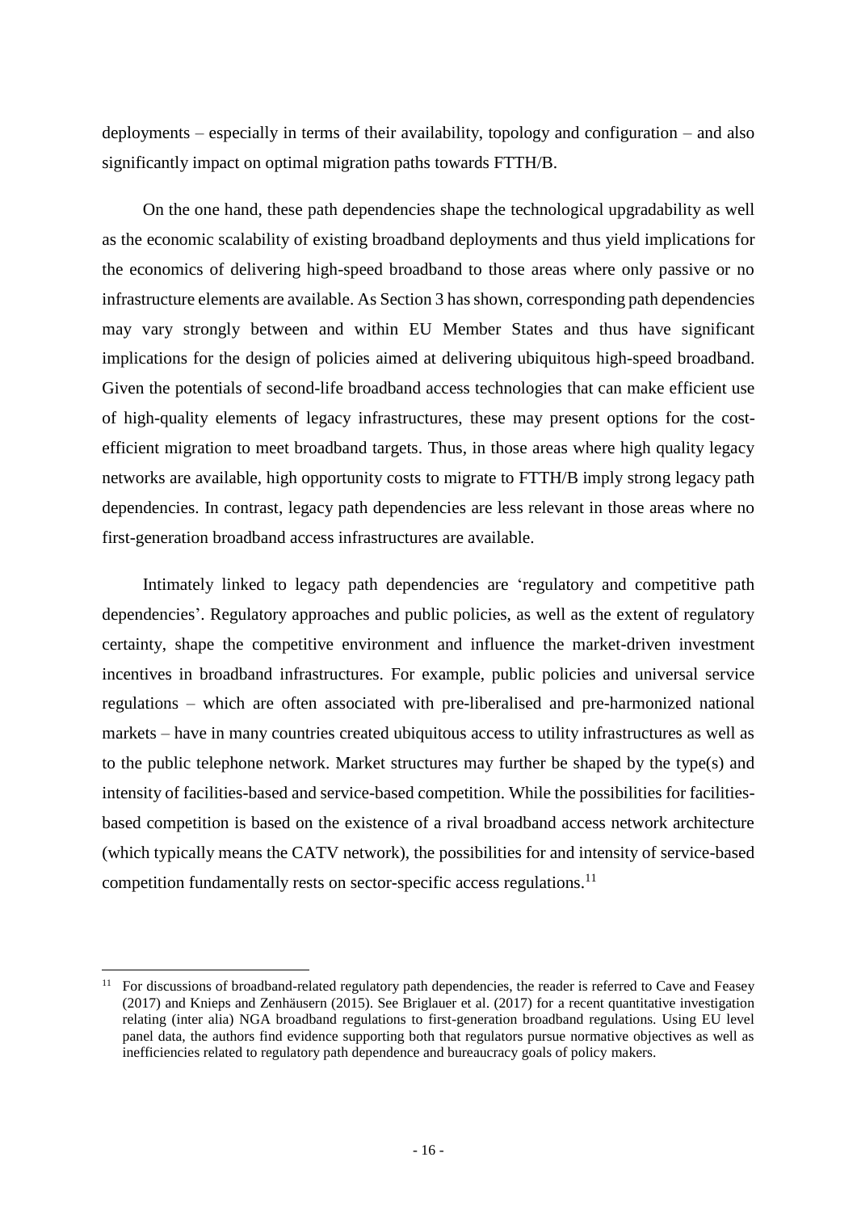deployments – especially in terms of their availability, topology and configuration – and also significantly impact on optimal migration paths towards FTTH/B.

On the one hand, these path dependencies shape the technological upgradability as well as the economic scalability of existing broadband deployments and thus yield implications for the economics of delivering high-speed broadband to those areas where only passive or no infrastructure elements are available. As Section 3 has shown, corresponding path dependencies may vary strongly between and within EU Member States and thus have significant implications for the design of policies aimed at delivering ubiquitous high-speed broadband. Given the potentials of second-life broadband access technologies that can make efficient use of high-quality elements of legacy infrastructures, these may present options for the cost-efficient migration to meet broadband targets. Thus, in those areas where high quality legacy networks are available, high opportunity costs to migrate to FTTH/B imply strong legacy path dependencies. In contrast, legacy path dependencies are less relevant in those areas where no first-generation broadband access infrastructures are available.

Intimately linked to legacy path dependencies are 'regulatory and competitive path dependencies'. Regulatory approaches and public policies, as well as the extent of regulatory certainty, shape the competitive environment and influence the market-driven investment incentives in broadband infrastructures. For example, public policies and universal service regulations – which are often associated with pre-liberalised and pre-harmonized national markets – have in many countries created ubiquitous access to utility infrastructures as well as to the public telephone network. Market structures may further be shaped by the type(s) and intensity of facilities-based and service-based competition. While the possibilities for facilities-based competition is based on the existence of a rival broadband access network architecture (which typically means the CATV network), the possibilities for and intensity of service-based competition fundamentally rests on sector-specific access regulations.[11]

---

[11] For discussions of broadband-related regulatory path dependencies, the reader is referred to Cave and Feasey (2017) and Knieps and Zenhäusern (2015). See Briglauer et al. (2017) for a recent quantitative investigation relating (inter alia) NGA broadband regulations to first-generation broadband regulations. Using EU level panel data, the authors find evidence supporting both that regulators pursue normative objectives as well as inefficiencies related to regulatory path dependence and bureaucracy goals of policy makers.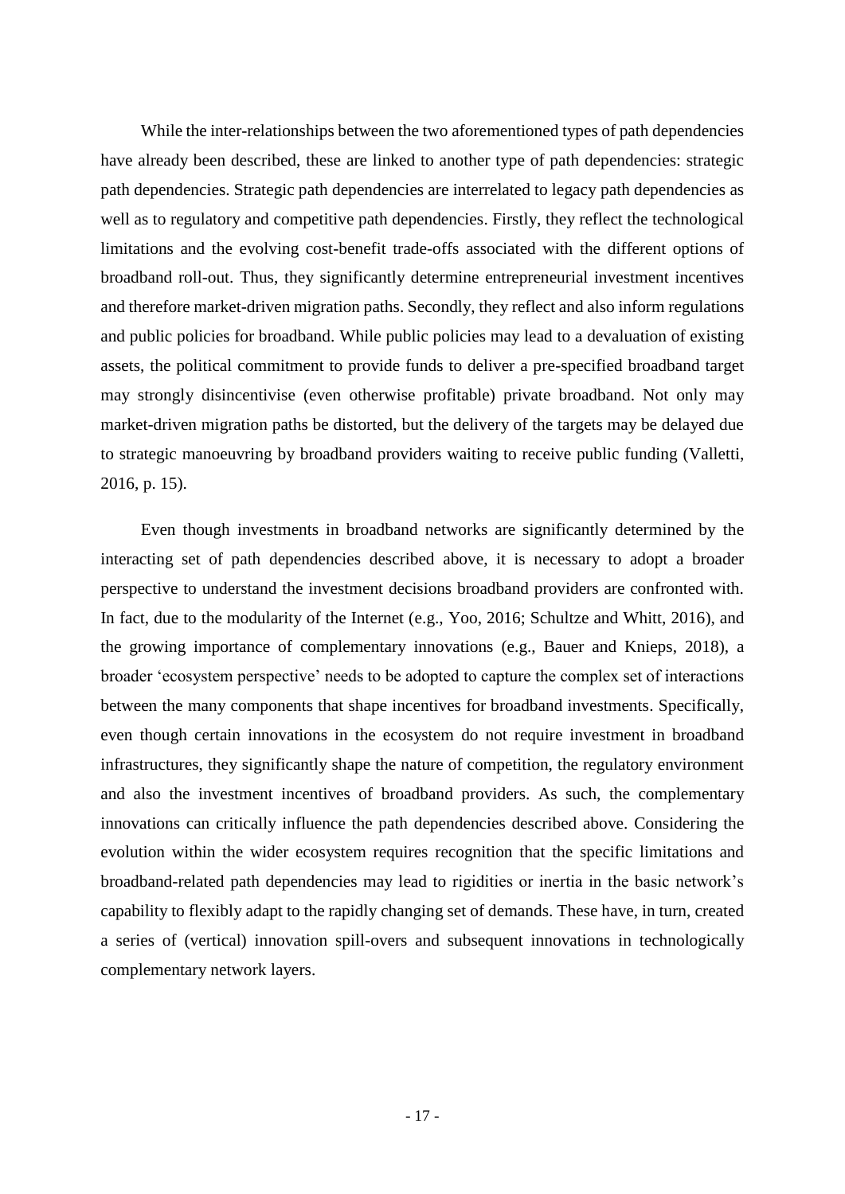While the inter-relationships between the two aforementioned types of path dependencies have already been described, these are linked to another type of path dependencies: strategic path dependencies. Strategic path dependencies are interrelated to legacy path dependencies as well as to regulatory and competitive path dependencies. Firstly, they reflect the technological limitations and the evolving cost-benefit trade-offs associated with the different options of broadband roll-out. Thus, they significantly determine entrepreneurial investment incentives and therefore market-driven migration paths. Secondly, they reflect and also inform regulations and public policies for broadband. While public policies may lead to a devaluation of existing assets, the political commitment to provide funds to deliver a pre-specified broadband target may strongly disincentivise (even otherwise profitable) private broadband. Not only may market-driven migration paths be distorted, but the delivery of the targets may be delayed due to strategic manoeuvring by broadband providers waiting to receive public funding (Valletti, 2016, p. 15).

Even though investments in broadband networks are significantly determined by the interacting set of path dependencies described above, it is necessary to adopt a broader perspective to understand the investment decisions broadband providers are confronted with. In fact, due to the modularity of the Internet (e.g., Yoo, 2016; Schultze and Whitt, 2016), and the growing importance of complementary innovations (e.g., Bauer and Knieps, 2018), a broader 'ecosystem perspective' needs to be adopted to capture the complex set of interactions between the many components that shape incentives for broadband investments. Specifically, even though certain innovations in the ecosystem do not require investment in broadband infrastructures, they significantly shape the nature of competition, the regulatory environment and also the investment incentives of broadband providers. As such, the complementary innovations can critically influence the path dependencies described above. Considering the evolution within the wider ecosystem requires recognition that the specific limitations and broadband-related path dependencies may lead to rigidities or inertia in the basic network's capability to flexibly adapt to the rapidly changing set of demands. These have, in turn, created a series of (vertical) innovation spill-overs and subsequent innovations in technologically complementary network layers.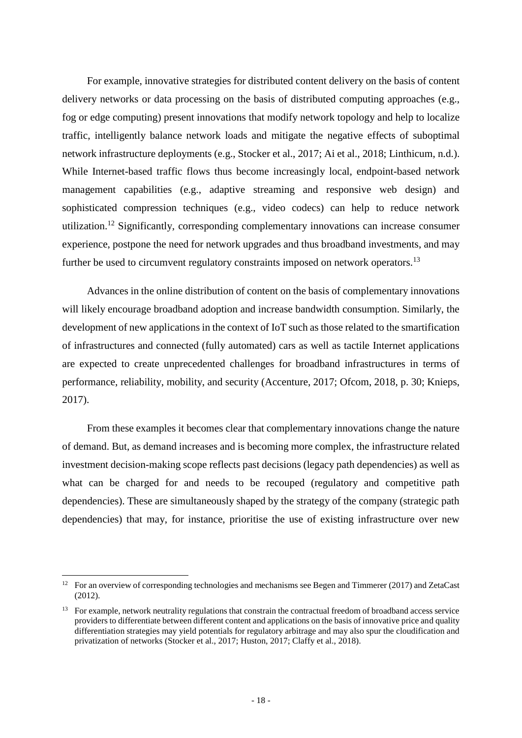For example, innovative strategies for distributed content delivery on the basis of content delivery networks or data processing on the basis of distributed computing approaches (e.g., fog or edge computing) present innovations that modify network topology and help to localize traffic, intelligently balance network loads and mitigate the negative effects of suboptimal network infrastructure deployments (e.g., Stocker et al., 2017; Ai et al., 2018; Linthicum, n.d.). While Internet-based traffic flows thus become increasingly local, endpoint-based network management capabilities (e.g., adaptive streaming and responsive web design) and sophisticated compression techniques (e.g., video codecs) can help to reduce network utilization.[12] Significantly, corresponding complementary innovations can increase consumer experience, postpone the need for network upgrades and thus broadband investments, and may further be used to circumvent regulatory constraints imposed on network operators.[13]

Advances in the online distribution of content on the basis of complementary innovations will likely encourage broadband adoption and increase bandwidth consumption. Similarly, the development of new applications in the context of IoT such as those related to the smartification of infrastructures and connected (fully automated) cars as well as tactile Internet applications are expected to create unprecedented challenges for broadband infrastructures in terms of performance, reliability, mobility, and security (Accenture, 2017; Ofcom, 2018, p. 30; Knieps, 2017).

From these examples it becomes clear that complementary innovations change the nature of demand. But, as demand increases and is becoming more complex, the infrastructure related investment decision-making scope reflects past decisions (legacy path dependencies) as well as what can be charged for and needs to be recouped (regulatory and competitive path dependencies). These are simultaneously shaped by the strategy of the company (strategic path dependencies) that may, for instance, prioritise the use of existing infrastructure over new

---

[12] For an overview of corresponding technologies and mechanisms see Begen and Timmerer (2017) and ZetaCast (2012).

[13] For example, network neutrality regulations that constrain the contractual freedom of broadband access service providers to differentiate between different content and applications on the basis of innovative price and quality differentiation strategies may yield potentials for regulatory arbitrage and may also spur the cloudification and privatization of networks (Stocker et al., 2017; Huston, 2017; Claffy et al., 2018).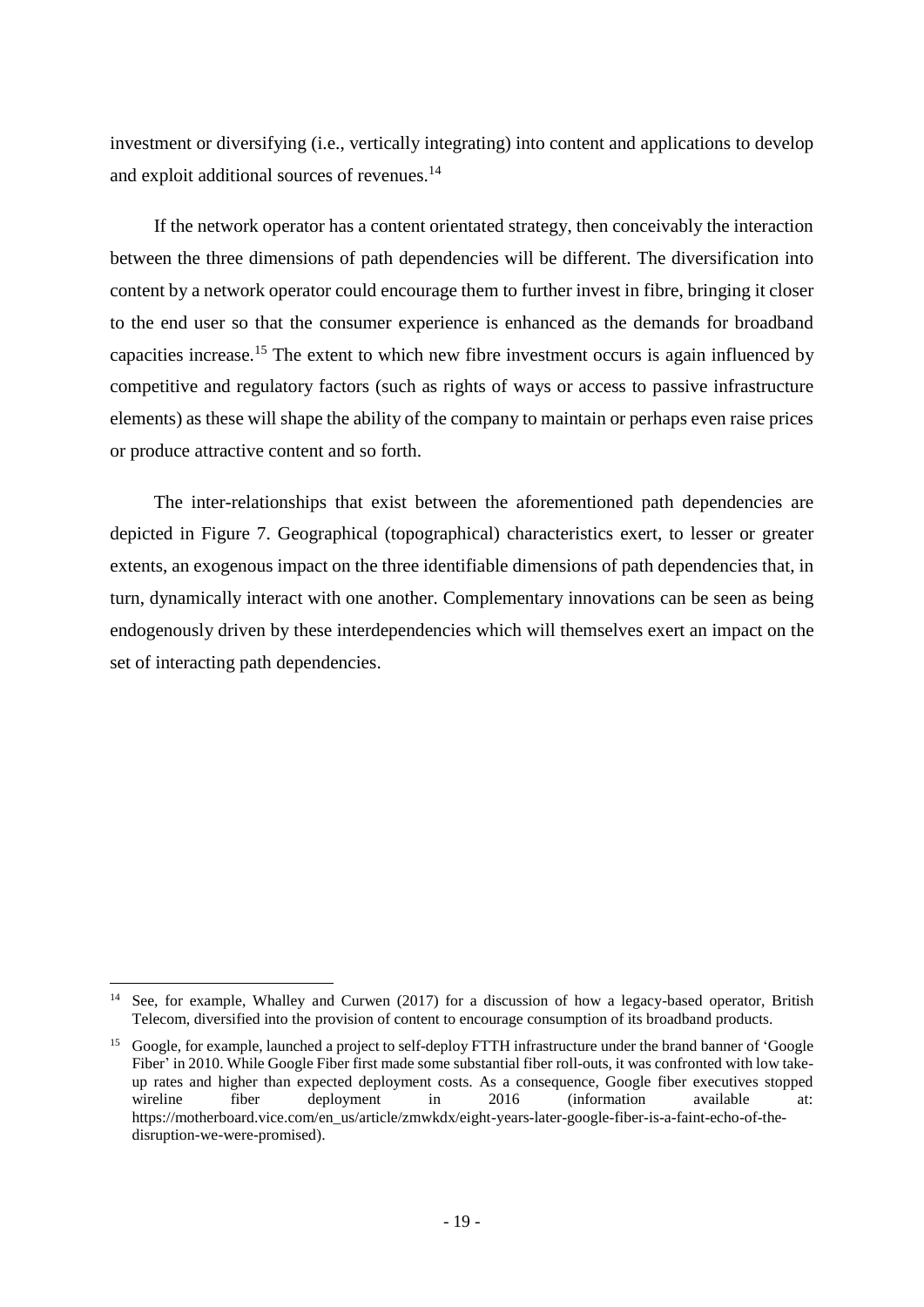investment or diversifying (i.e., vertically integrating) into content and applications to develop and exploit additional sources of revenues.[14]

If the network operator has a content orientated strategy, then conceivably the interaction between the three dimensions of path dependencies will be different. The diversification into content by a network operator could encourage them to further invest in fibre, bringing it closer to the end user so that the consumer experience is enhanced as the demands for broadband capacities increase.[15] The extent to which new fibre investment occurs is again influenced by competitive and regulatory factors (such as rights of ways or access to passive infrastructure elements) as these will shape the ability of the company to maintain or perhaps even raise prices or produce attractive content and so forth.

The inter-relationships that exist between the aforementioned path dependencies are depicted in Figure 7. Geographical (topographical) characteristics exert, to lesser or greater extents, an exogenous impact on the three identifiable dimensions of path dependencies that, in turn, dynamically interact with one another. Complementary innovations can be seen as being endogenously driven by these interdependencies which will themselves exert an impact on the set of interacting path dependencies.

---

[14] See, for example, Whalley and Curwen (2017) for a discussion of how a legacy-based operator, British Telecom, diversified into the provision of content to encourage consumption of its broadband products.

[15] Google, for example, launched a project to self-deploy FTTH infrastructure under the brand banner of 'Google Fiber' in 2010. While Google Fiber first made some substantial fiber roll-outs, it was confronted with low take-up rates and higher than expected deployment costs. As a consequence, Google fiber executives stopped wireline fiber deployment in 2016 (information available at: https://motherboard.vice.com/en_us/article/zmwkdx/eight-years-later-google-fiber-is-a-faint-echo-of-the-disruption-we-were-promised).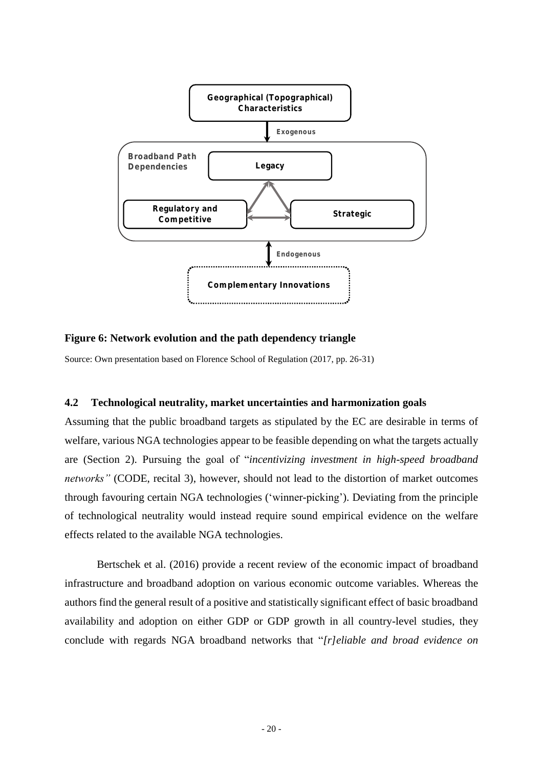Geographical (Topographical) Characteristics

Exogenous

Broadband Path Dependencies

Legacy

Regulatory and Competitive

Strategic

Endogenous

Complementary Innovations

**Figure 6: Network evolution and the path dependency triangle**

Source: Own presentation based on Florence School of Regulation (2017, pp. 26-31)

### 4.2 Technological neutrality, market uncertainties and harmonization goals

Assuming that the public broadband targets as stipulated by the EC are desirable in terms of welfare, various NGA technologies appear to be feasible depending on what the targets actually are (Section 2). Pursuing the goal of "*incentivizing investment in high-speed broadband networks"* (CODE, recital 3), however, should not lead to the distortion of market outcomes through favouring certain NGA technologies ('winner-picking'). Deviating from the principle of technological neutrality would instead require sound empirical evidence on the welfare effects related to the available NGA technologies.

Bertschek et al. (2016) provide a recent review of the economic impact of broadband infrastructure and broadband adoption on various economic outcome variables. Whereas the authors find the general result of a positive and statistically significant effect of basic broadband availability and adoption on either GDP or GDP growth in all country-level studies, they conclude with regards NGA broadband networks that "*[r]eliable and broad evidence on*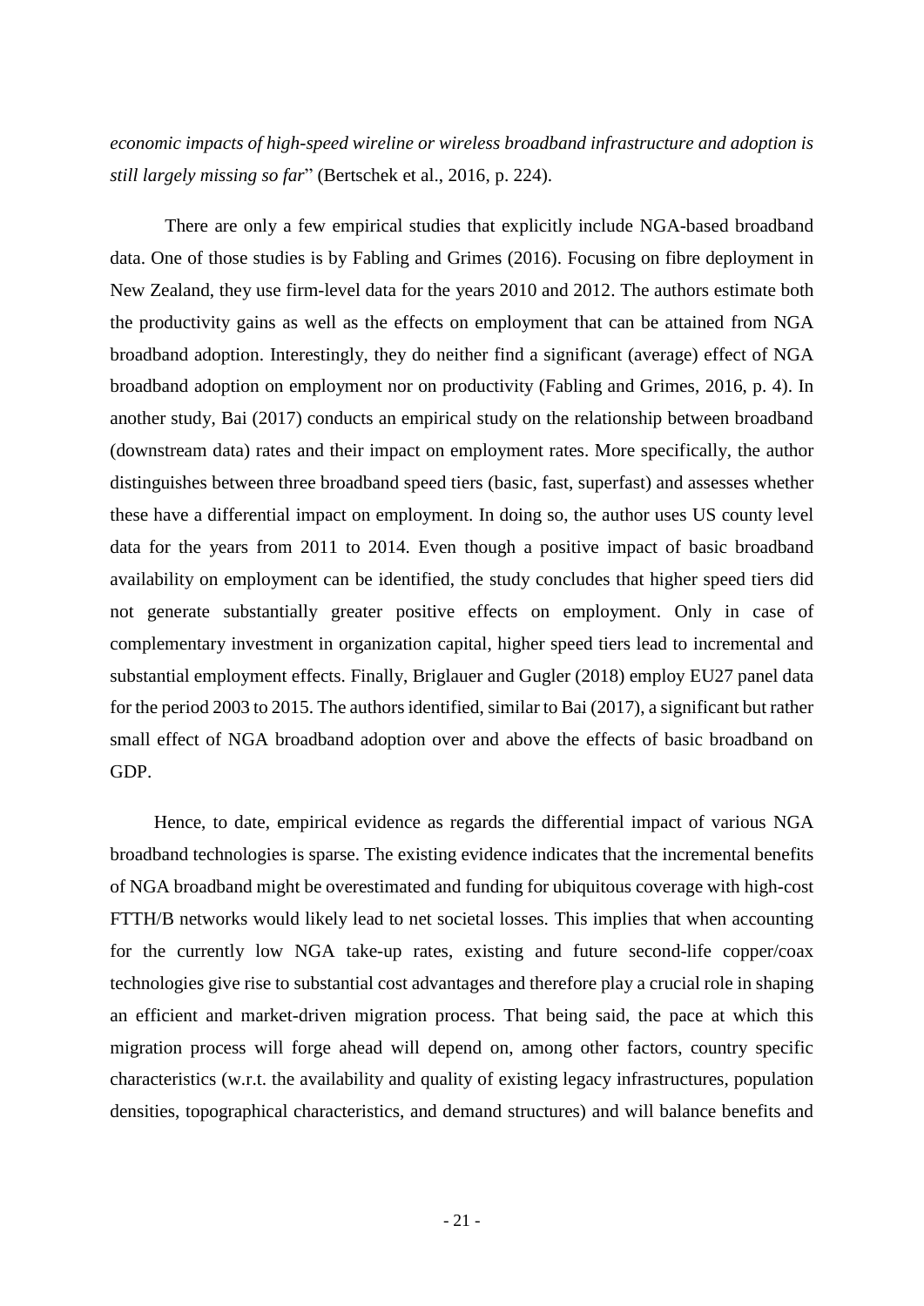*economic impacts of high-speed wireline or wireless broadband infrastructure and adoption is still largely missing so far*" (Bertschek et al., 2016, p. 224).

There are only a few empirical studies that explicitly include NGA-based broadband data. One of those studies is by Fabling and Grimes (2016). Focusing on fibre deployment in New Zealand, they use firm-level data for the years 2010 and 2012. The authors estimate both the productivity gains as well as the effects on employment that can be attained from NGA broadband adoption. Interestingly, they do neither find a significant (average) effect of NGA broadband adoption on employment nor on productivity (Fabling and Grimes, 2016, p. 4). In another study, Bai (2017) conducts an empirical study on the relationship between broadband (downstream data) rates and their impact on employment rates. More specifically, the author distinguishes between three broadband speed tiers (basic, fast, superfast) and assesses whether these have a differential impact on employment. In doing so, the author uses US county level data for the years from 2011 to 2014. Even though a positive impact of basic broadband availability on employment can be identified, the study concludes that higher speed tiers did not generate substantially greater positive effects on employment. Only in case of complementary investment in organization capital, higher speed tiers lead to incremental and substantial employment effects. Finally, Briglauer and Gugler (2018) employ EU27 panel data for the period 2003 to 2015. The authors identified, similar to Bai (2017), a significant but rather small effect of NGA broadband adoption over and above the effects of basic broadband on GDP.

Hence, to date, empirical evidence as regards the differential impact of various NGA broadband technologies is sparse. The existing evidence indicates that the incremental benefits of NGA broadband might be overestimated and funding for ubiquitous coverage with high-cost FTTH/B networks would likely lead to net societal losses. This implies that when accounting for the currently low NGA take-up rates, existing and future second-life copper/coax technologies give rise to substantial cost advantages and therefore play a crucial role in shaping an efficient and market-driven migration process. That being said, the pace at which this migration process will forge ahead will depend on, among other factors, country specific characteristics (w.r.t. the availability and quality of existing legacy infrastructures, population densities, topographical characteristics, and demand structures) and will balance benefits and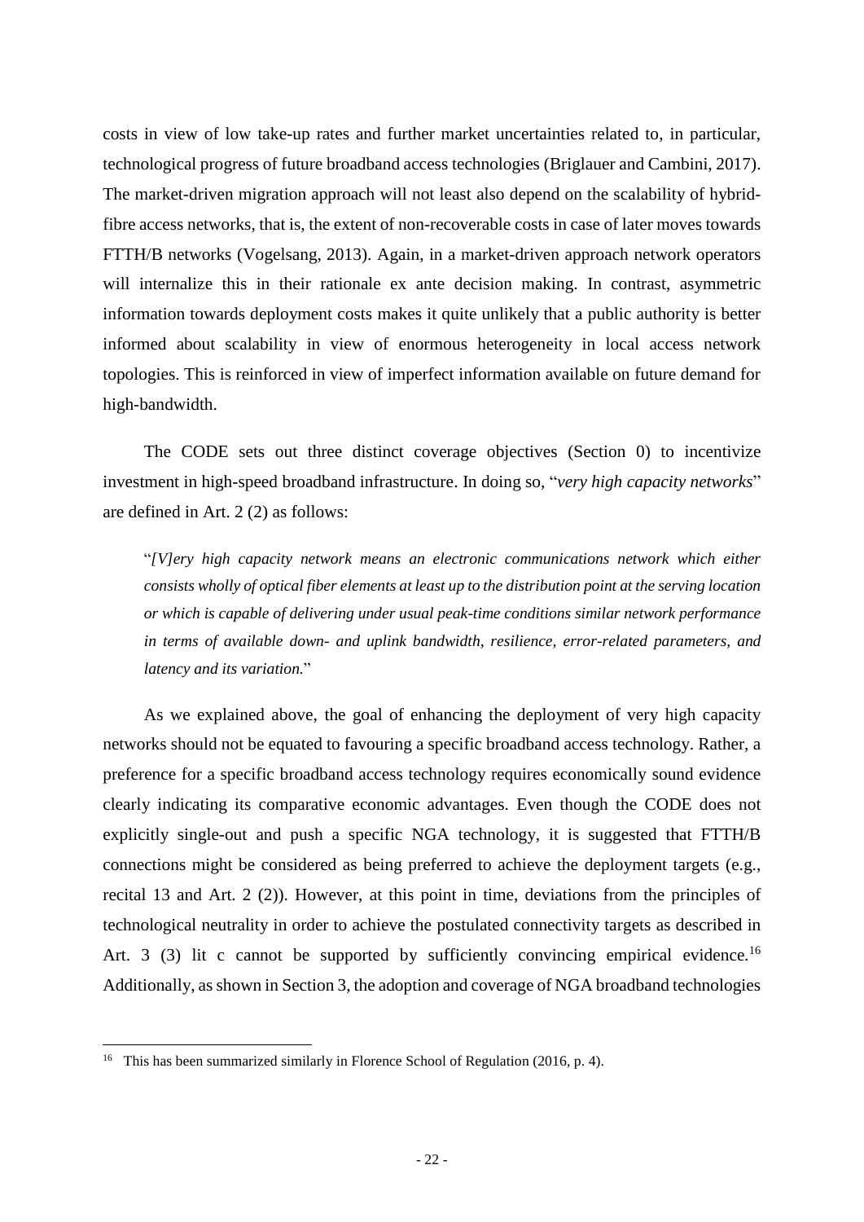costs in view of low take-up rates and further market uncertainties related to, in particular, technological progress of future broadband access technologies (Briglauer and Cambini, 2017). The market-driven migration approach will not least also depend on the scalability of hybrid-fibre access networks, that is, the extent of non-recoverable costs in case of later moves towards FTTH/B networks (Vogelsang, 2013). Again, in a market-driven approach network operators will internalize this in their rationale ex ante decision making. In contrast, asymmetric information towards deployment costs makes it quite unlikely that a public authority is better informed about scalability in view of enormous heterogeneity in local access network topologies. This is reinforced in view of imperfect information available on future demand for high-bandwidth.

The CODE sets out three distinct coverage objectives (Section 0) to incentivize investment in high-speed broadband infrastructure. In doing so, "*very high capacity networks*" are defined in Art. 2 (2) as follows:

> "*[V]ery high capacity network means an electronic communications network which either consists wholly of optical fiber elements at least up to the distribution point at the serving location or which is capable of delivering under usual peak-time conditions similar network performance in terms of available down- and uplink bandwidth, resilience, error-related parameters, and latency and its variation.*"

As we explained above, the goal of enhancing the deployment of very high capacity networks should not be equated to favouring a specific broadband access technology. Rather, a preference for a specific broadband access technology requires economically sound evidence clearly indicating its comparative economic advantages. Even though the CODE does not explicitly single-out and push a specific NGA technology, it is suggested that FTTH/B connections might be considered as being preferred to achieve the deployment targets (e.g., recital 13 and Art. 2 (2)). However, at this point in time, deviations from the principles of technological neutrality in order to achieve the postulated connectivity targets as described in Art. 3 (3) lit c cannot be supported by sufficiently convincing empirical evidence.[16] Additionally, as shown in Section 3, the adoption and coverage of NGA broadband technologies

[16] This has been summarized similarly in Florence School of Regulation (2016, p. 4).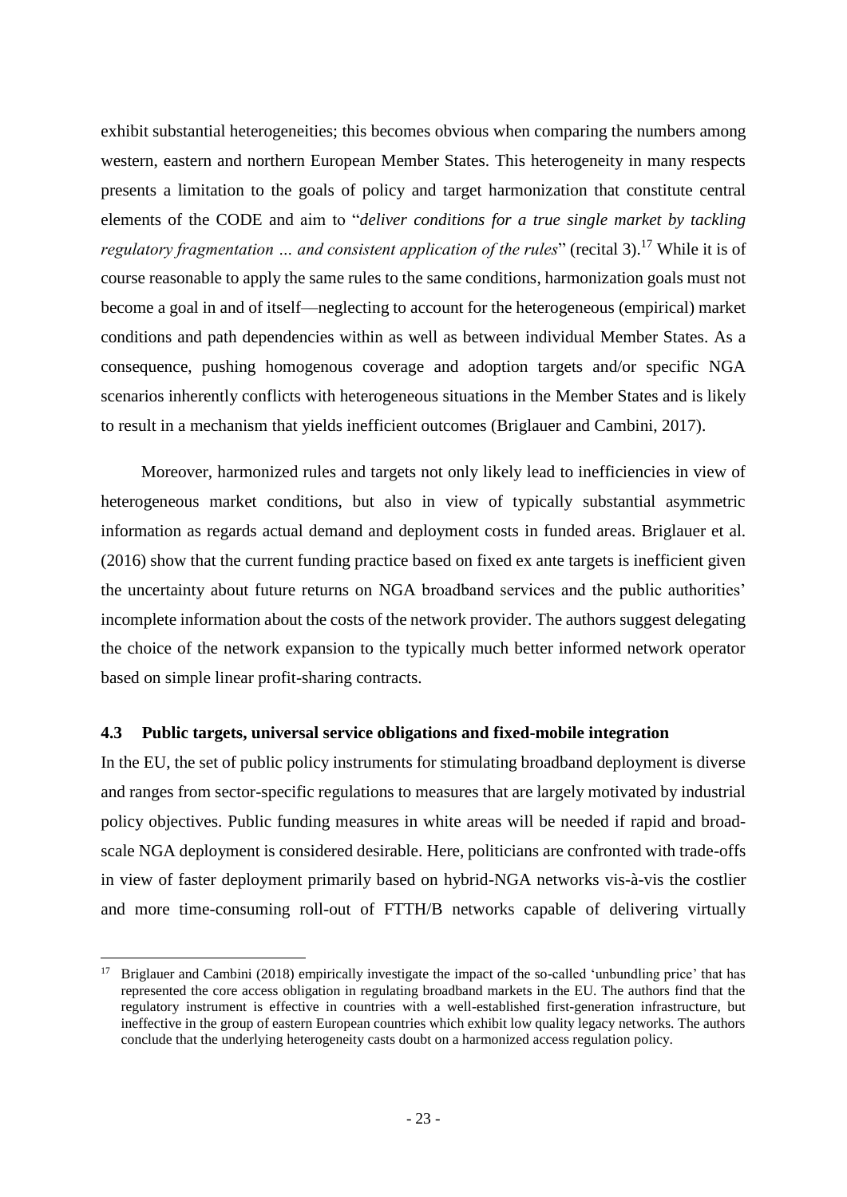exhibit substantial heterogeneities; this becomes obvious when comparing the numbers among western, eastern and northern European Member States. This heterogeneity in many respects presents a limitation to the goals of policy and target harmonization that constitute central elements of the CODE and aim to "*deliver conditions for a true single market by tackling regulatory fragmentation … and consistent application of the rules*" (recital 3).[17] While it is of course reasonable to apply the same rules to the same conditions, harmonization goals must not become a goal in and of itself—neglecting to account for the heterogeneous (empirical) market conditions and path dependencies within as well as between individual Member States. As a consequence, pushing homogenous coverage and adoption targets and/or specific NGA scenarios inherently conflicts with heterogeneous situations in the Member States and is likely to result in a mechanism that yields inefficient outcomes (Briglauer and Cambini, 2017).

Moreover, harmonized rules and targets not only likely lead to inefficiencies in view of heterogeneous market conditions, but also in view of typically substantial asymmetric information as regards actual demand and deployment costs in funded areas. Briglauer et al. (2016) show that the current funding practice based on fixed ex ante targets is inefficient given the uncertainty about future returns on NGA broadband services and the public authorities' incomplete information about the costs of the network provider. The authors suggest delegating the choice of the network expansion to the typically much better informed network operator based on simple linear profit-sharing contracts.

### 4.3 Public targets, universal service obligations and fixed-mobile integration

In the EU, the set of public policy instruments for stimulating broadband deployment is diverse and ranges from sector-specific regulations to measures that are largely motivated by industrial policy objectives. Public funding measures in white areas will be needed if rapid and broad-scale NGA deployment is considered desirable. Here, politicians are confronted with trade-offs in view of faster deployment primarily based on hybrid-NGA networks vis-à-vis the costlier and more time-consuming roll-out of FTTH/B networks capable of delivering virtually

---

[17] Briglauer and Cambini (2018) empirically investigate the impact of the so-called 'unbundling price' that has represented the core access obligation in regulating broadband markets in the EU. The authors find that the regulatory instrument is effective in countries with a well-established first-generation infrastructure, but ineffective in the group of eastern European countries which exhibit low quality legacy networks. The authors conclude that the underlying heterogeneity casts doubt on a harmonized access regulation policy.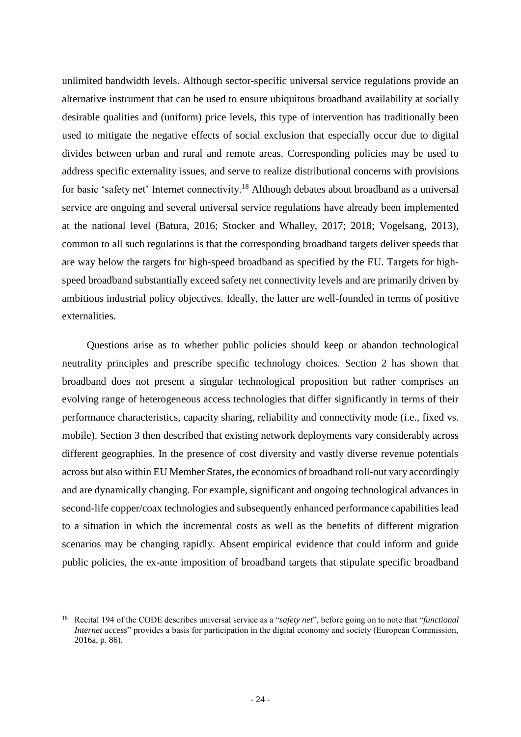unlimited bandwidth levels. Although sector-specific universal service regulations provide an alternative instrument that can be used to ensure ubiquitous broadband availability at socially desirable qualities and (uniform) price levels, this type of intervention has traditionally been used to mitigate the negative effects of social exclusion that especially occur due to digital divides between urban and rural and remote areas. Corresponding policies may be used to address specific externality issues, and serve to realize distributional concerns with provisions for basic 'safety net' Internet connectivity.[18] Although debates about broadband as a universal service are ongoing and several universal service regulations have already been implemented at the national level (Batura, 2016; Stocker and Whalley, 2017; 2018; Vogelsang, 2013), common to all such regulations is that the corresponding broadband targets deliver speeds that are way below the targets for high-speed broadband as specified by the EU. Targets for high-speed broadband substantially exceed safety net connectivity levels and are primarily driven by ambitious industrial policy objectives. Ideally, the latter are well-founded in terms of positive externalities.

Questions arise as to whether public policies should keep or abandon technological neutrality principles and prescribe specific technology choices. Section 2 has shown that broadband does not present a singular technological proposition but rather comprises an evolving range of heterogeneous access technologies that differ significantly in terms of their performance characteristics, capacity sharing, reliability and connectivity mode (i.e., fixed vs. mobile). Section 3 then described that existing network deployments vary considerably across different geographies. In the presence of cost diversity and vastly diverse revenue potentials across but also within EU Member States, the economics of broadband roll-out vary accordingly and are dynamically changing. For example, significant and ongoing technological advances in second-life copper/coax technologies and subsequently enhanced performance capabilities lead to a situation in which the incremental costs as well as the benefits of different migration scenarios may be changing rapidly. Absent empirical evidence that could inform and guide public policies, the ex-ante imposition of broadband targets that stipulate specific broadband

---

[18] Recital 194 of the CODE describes universal service as a "*safety net*", before going on to note that "*functional Internet access*" provides a basis for participation in the digital economy and society (European Commission, 2016a, p. 86).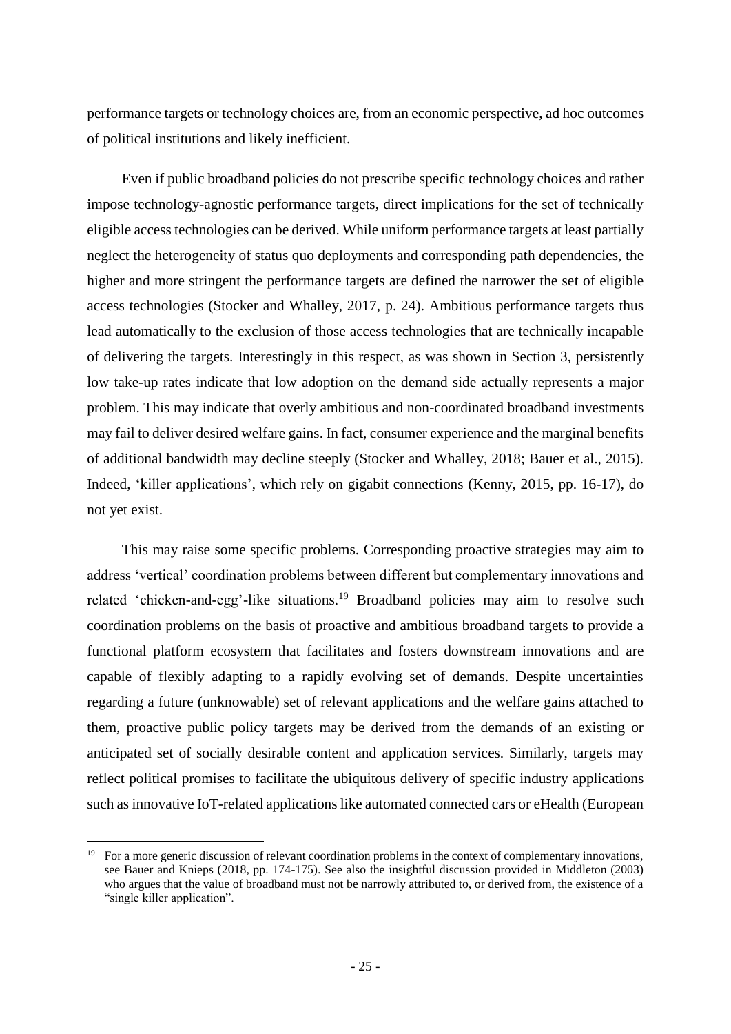performance targets or technology choices are, from an economic perspective, ad hoc outcomes of political institutions and likely inefficient.

Even if public broadband policies do not prescribe specific technology choices and rather impose technology-agnostic performance targets, direct implications for the set of technically eligible access technologies can be derived. While uniform performance targets at least partially neglect the heterogeneity of status quo deployments and corresponding path dependencies, the higher and more stringent the performance targets are defined the narrower the set of eligible access technologies (Stocker and Whalley, 2017, p. 24). Ambitious performance targets thus lead automatically to the exclusion of those access technologies that are technically incapable of delivering the targets. Interestingly in this respect, as was shown in Section 3, persistently low take-up rates indicate that low adoption on the demand side actually represents a major problem. This may indicate that overly ambitious and non-coordinated broadband investments may fail to deliver desired welfare gains. In fact, consumer experience and the marginal benefits of additional bandwidth may decline steeply (Stocker and Whalley, 2018; Bauer et al., 2015). Indeed, 'killer applications', which rely on gigabit connections (Kenny, 2015, pp. 16-17), do not yet exist.

This may raise some specific problems. Corresponding proactive strategies may aim to address 'vertical' coordination problems between different but complementary innovations and related 'chicken-and-egg'-like situations.[19] Broadband policies may aim to resolve such coordination problems on the basis of proactive and ambitious broadband targets to provide a functional platform ecosystem that facilitates and fosters downstream innovations and are capable of flexibly adapting to a rapidly evolving set of demands. Despite uncertainties regarding a future (unknowable) set of relevant applications and the welfare gains attached to them, proactive public policy targets may be derived from the demands of an existing or anticipated set of socially desirable content and application services. Similarly, targets may reflect political promises to facilitate the ubiquitous delivery of specific industry applications such as innovative IoT-related applications like automated connected cars or eHealth (European

[19] For a more generic discussion of relevant coordination problems in the context of complementary innovations, see Bauer and Knieps (2018, pp. 174-175). See also the insightful discussion provided in Middleton (2003) who argues that the value of broadband must not be narrowly attributed to, or derived from, the existence of a "single killer application".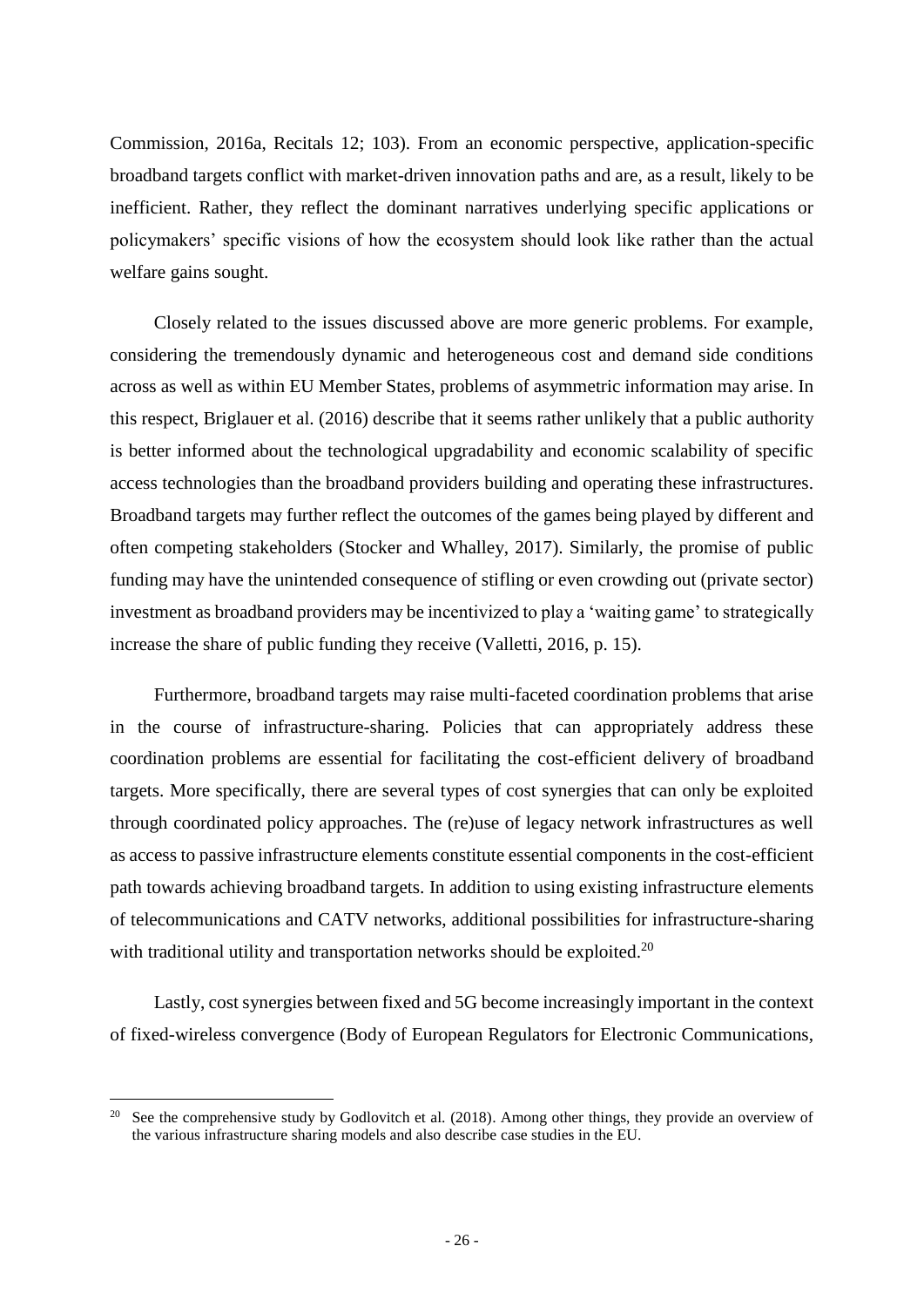Commission, 2016a, Recitals 12; 103). From an economic perspective, application-specific broadband targets conflict with market-driven innovation paths and are, as a result, likely to be inefficient. Rather, they reflect the dominant narratives underlying specific applications or policymakers' specific visions of how the ecosystem should look like rather than the actual welfare gains sought.

Closely related to the issues discussed above are more generic problems. For example, considering the tremendously dynamic and heterogeneous cost and demand side conditions across as well as within EU Member States, problems of asymmetric information may arise. In this respect, Briglauer et al. (2016) describe that it seems rather unlikely that a public authority is better informed about the technological upgradability and economic scalability of specific access technologies than the broadband providers building and operating these infrastructures. Broadband targets may further reflect the outcomes of the games being played by different and often competing stakeholders (Stocker and Whalley, 2017). Similarly, the promise of public funding may have the unintended consequence of stifling or even crowding out (private sector) investment as broadband providers may be incentivized to play a 'waiting game' to strategically increase the share of public funding they receive (Valletti, 2016, p. 15).

Furthermore, broadband targets may raise multi-faceted coordination problems that arise in the course of infrastructure-sharing. Policies that can appropriately address these coordination problems are essential for facilitating the cost-efficient delivery of broadband targets. More specifically, there are several types of cost synergies that can only be exploited through coordinated policy approaches. The (re)use of legacy network infrastructures as well as access to passive infrastructure elements constitute essential components in the cost-efficient path towards achieving broadband targets. In addition to using existing infrastructure elements of telecommunications and CATV networks, additional possibilities for infrastructure-sharing with traditional utility and transportation networks should be exploited.[20]

Lastly, cost synergies between fixed and 5G become increasingly important in the context of fixed-wireless convergence (Body of European Regulators for Electronic Communications,

[20] See the comprehensive study by Godlovitch et al. (2018). Among other things, they provide an overview of the various infrastructure sharing models and also describe case studies in the EU.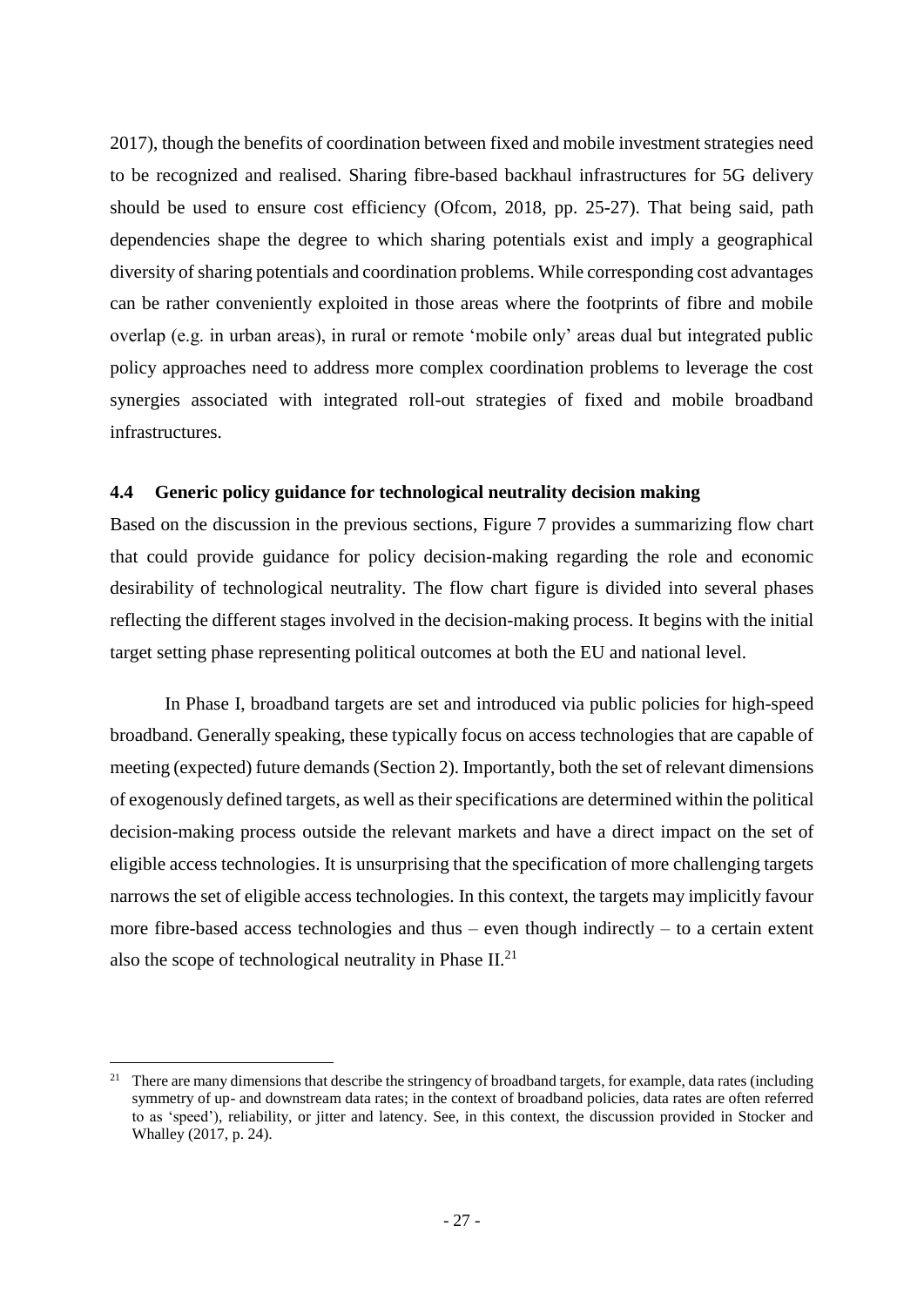2017), though the benefits of coordination between fixed and mobile investment strategies need to be recognized and realised. Sharing fibre-based backhaul infrastructures for 5G delivery should be used to ensure cost efficiency (Ofcom, 2018, pp. 25-27). That being said, path dependencies shape the degree to which sharing potentials exist and imply a geographical diversity of sharing potentials and coordination problems. While corresponding cost advantages can be rather conveniently exploited in those areas where the footprints of fibre and mobile overlap (e.g. in urban areas), in rural or remote 'mobile only' areas dual but integrated public policy approaches need to address more complex coordination problems to leverage the cost synergies associated with integrated roll-out strategies of fixed and mobile broadband infrastructures.

### 4.4 Generic policy guidance for technological neutrality decision making

Based on the discussion in the previous sections, Figure 7 provides a summarizing flow chart that could provide guidance for policy decision-making regarding the role and economic desirability of technological neutrality. The flow chart figure is divided into several phases reflecting the different stages involved in the decision-making process. It begins with the initial target setting phase representing political outcomes at both the EU and national level.

In Phase I, broadband targets are set and introduced via public policies for high-speed broadband. Generally speaking, these typically focus on access technologies that are capable of meeting (expected) future demands (Section 2). Importantly, both the set of relevant dimensions of exogenously defined targets, as well as their specifications are determined within the political decision-making process outside the relevant markets and have a direct impact on the set of eligible access technologies. It is unsurprising that the specification of more challenging targets narrows the set of eligible access technologies. In this context, the targets may implicitly favour more fibre-based access technologies and thus – even though indirectly – to a certain extent also the scope of technological neutrality in Phase II.[21]

[21] There are many dimensions that describe the stringency of broadband targets, for example, data rates (including symmetry of up- and downstream data rates; in the context of broadband policies, data rates are often referred to as 'speed'), reliability, or jitter and latency. See, in this context, the discussion provided in Stocker and Whalley (2017, p. 24).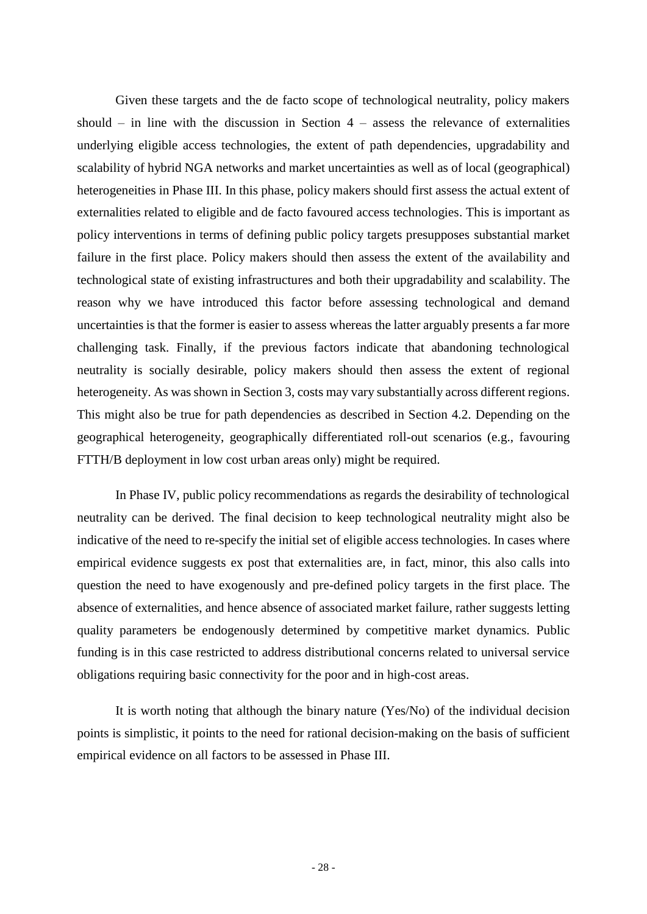Given these targets and the de facto scope of technological neutrality, policy makers should – in line with the discussion in Section 4 – assess the relevance of externalities underlying eligible access technologies, the extent of path dependencies, upgradability and scalability of hybrid NGA networks and market uncertainties as well as of local (geographical) heterogeneities in Phase III. In this phase, policy makers should first assess the actual extent of externalities related to eligible and de facto favoured access technologies. This is important as policy interventions in terms of defining public policy targets presupposes substantial market failure in the first place. Policy makers should then assess the extent of the availability and technological state of existing infrastructures and both their upgradability and scalability. The reason why we have introduced this factor before assessing technological and demand uncertainties is that the former is easier to assess whereas the latter arguably presents a far more challenging task. Finally, if the previous factors indicate that abandoning technological neutrality is socially desirable, policy makers should then assess the extent of regional heterogeneity. As was shown in Section 3, costs may vary substantially across different regions. This might also be true for path dependencies as described in Section 4.2. Depending on the geographical heterogeneity, geographically differentiated roll-out scenarios (e.g., favouring FTTH/B deployment in low cost urban areas only) might be required.

In Phase IV, public policy recommendations as regards the desirability of technological neutrality can be derived. The final decision to keep technological neutrality might also be indicative of the need to re-specify the initial set of eligible access technologies. In cases where empirical evidence suggests ex post that externalities are, in fact, minor, this also calls into question the need to have exogenously and pre-defined policy targets in the first place. The absence of externalities, and hence absence of associated market failure, rather suggests letting quality parameters be endogenously determined by competitive market dynamics. Public funding is in this case restricted to address distributional concerns related to universal service obligations requiring basic connectivity for the poor and in high-cost areas.

It is worth noting that although the binary nature (Yes/No) of the individual decision points is simplistic, it points to the need for rational decision-making on the basis of sufficient empirical evidence on all factors to be assessed in Phase III.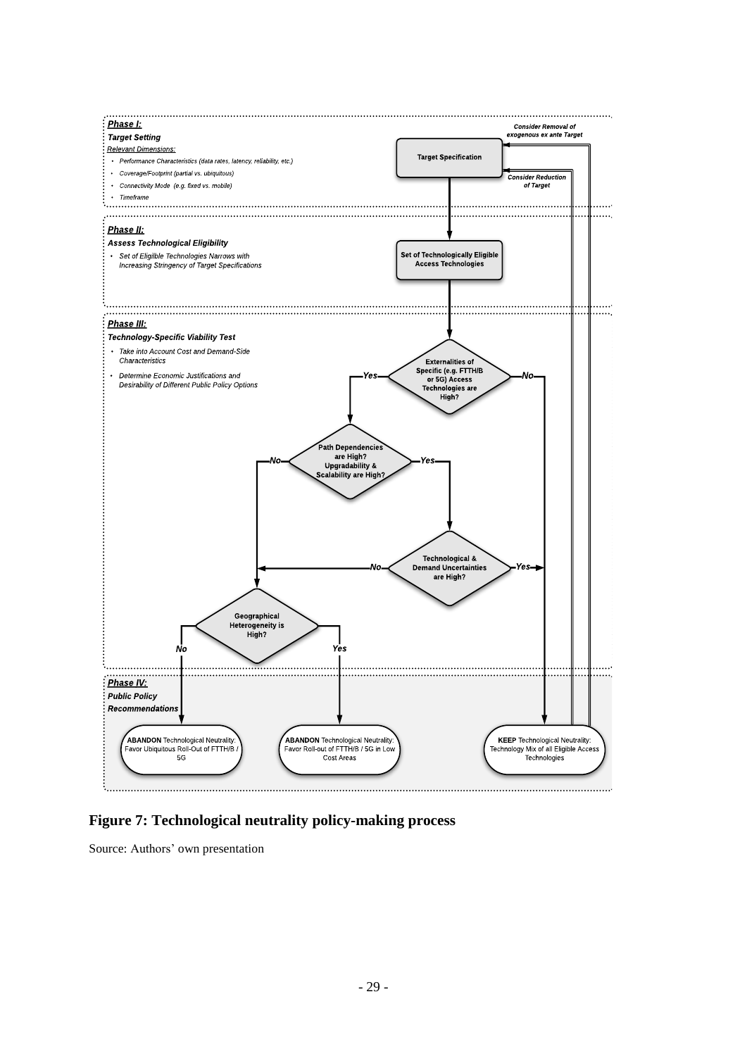**Phase I:**

**Target Setting**

Relevant Dimensions:

- Performance Characteristics (data rates, latency, reliability, etc.)
- Coverage/Footprint (partial vs. ubiquitous)
- Connectivity Mode (e.g. fixed vs. mobile)
- Timeframe

Target Specification

Consider Removal of exogenous ex ante Target

Consider Reduction of Target

**Phase II:**

**Assess Technological Eligibility**

- Set of Eligible Technologies Narrows with Increasing Stringency of Target Specifications

Set of Technologically Eligible Access Technologies

**Phase III:**

**Technology-Specific Viability Test**

- Take into Account Cost and Demand-Side Characteristics
- Determine Economic Justifications and Desirability of Different Public Policy Options

Externalities of Specific (e.g. FTTH/B or 5G) Access Technologies are High? — Yes / No

Path Dependencies are High? Upgradability & Scalability are High? — No / Yes

Technological & Demand Uncertainties are High? — No / Yes

Geographical Heterogeneity is High? — No / Yes

**Phase IV:**

**Public Policy Recommendations**

**ABANDON** Technological Neutrality: Favor Ubiquitous Roll-Out of FTTH/B / 5G

**ABANDON** Technological Neutrality: Favor Roll-out of FTTH/B / 5G in Low Cost Areas

**KEEP** Technological Neutrality: Technology Mix of all Eligible Access Technologies

**Figure 7: Technological neutrality policy-making process**

Source: Authors' own presentation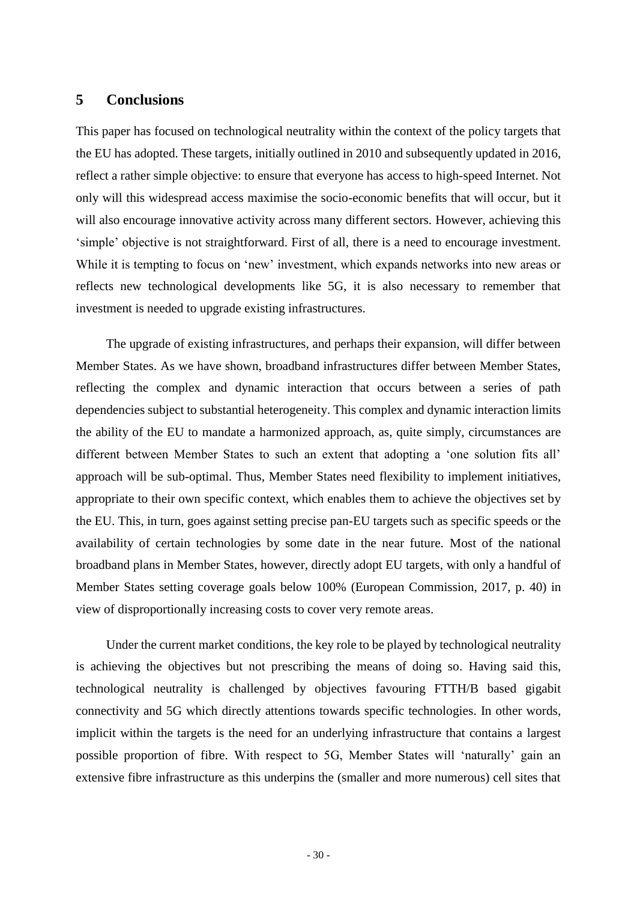## 5 Conclusions

This paper has focused on technological neutrality within the context of the policy targets that the EU has adopted. These targets, initially outlined in 2010 and subsequently updated in 2016, reflect a rather simple objective: to ensure that everyone has access to high-speed Internet. Not only will this widespread access maximise the socio-economic benefits that will occur, but it will also encourage innovative activity across many different sectors. However, achieving this 'simple' objective is not straightforward. First of all, there is a need to encourage investment. While it is tempting to focus on 'new' investment, which expands networks into new areas or reflects new technological developments like 5G, it is also necessary to remember that investment is needed to upgrade existing infrastructures.

The upgrade of existing infrastructures, and perhaps their expansion, will differ between Member States. As we have shown, broadband infrastructures differ between Member States, reflecting the complex and dynamic interaction that occurs between a series of path dependencies subject to substantial heterogeneity. This complex and dynamic interaction limits the ability of the EU to mandate a harmonized approach, as, quite simply, circumstances are different between Member States to such an extent that adopting a 'one solution fits all' approach will be sub-optimal. Thus, Member States need flexibility to implement initiatives, appropriate to their own specific context, which enables them to achieve the objectives set by the EU. This, in turn, goes against setting precise pan-EU targets such as specific speeds or the availability of certain technologies by some date in the near future. Most of the national broadband plans in Member States, however, directly adopt EU targets, with only a handful of Member States setting coverage goals below 100% (European Commission, 2017, p. 40) in view of disproportionally increasing costs to cover very remote areas.

Under the current market conditions, the key role to be played by technological neutrality is achieving the objectives but not prescribing the means of doing so. Having said this, technological neutrality is challenged by objectives favouring FTTH/B based gigabit connectivity and 5G which directly attentions towards specific technologies. In other words, implicit within the targets is the need for an underlying infrastructure that contains a largest possible proportion of fibre. With respect to 5G, Member States will 'naturally' gain an extensive fibre infrastructure as this underpins the (smaller and more numerous) cell sites that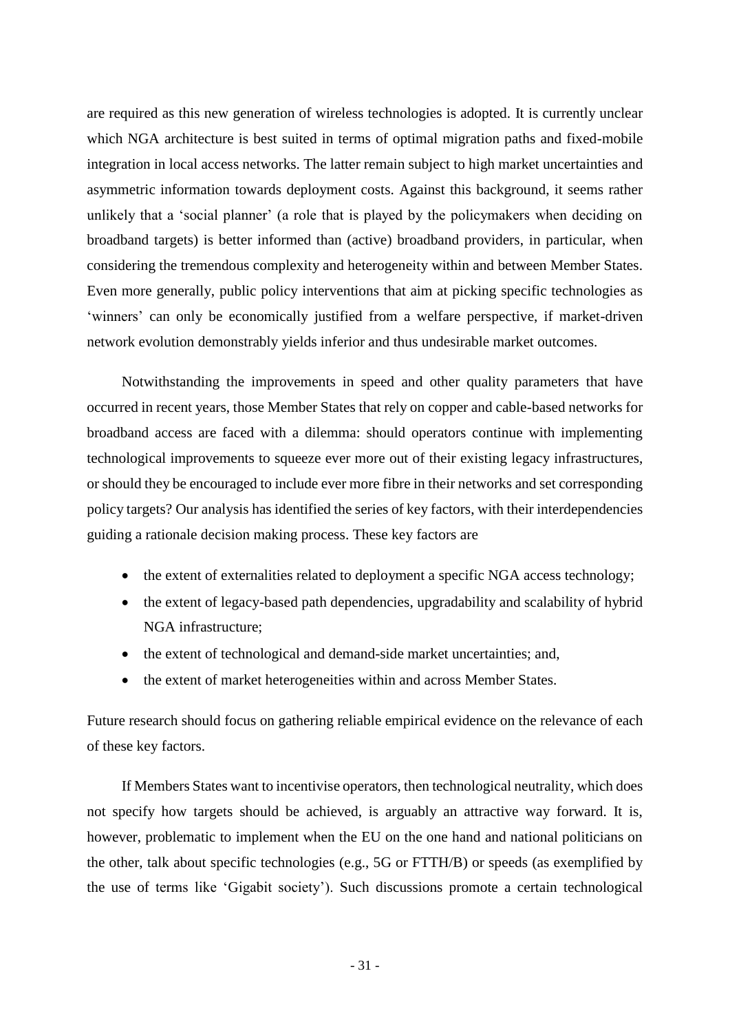are required as this new generation of wireless technologies is adopted. It is currently unclear which NGA architecture is best suited in terms of optimal migration paths and fixed-mobile integration in local access networks. The latter remain subject to high market uncertainties and asymmetric information towards deployment costs. Against this background, it seems rather unlikely that a 'social planner' (a role that is played by the policymakers when deciding on broadband targets) is better informed than (active) broadband providers, in particular, when considering the tremendous complexity and heterogeneity within and between Member States. Even more generally, public policy interventions that aim at picking specific technologies as 'winners' can only be economically justified from a welfare perspective, if market-driven network evolution demonstrably yields inferior and thus undesirable market outcomes.

Notwithstanding the improvements in speed and other quality parameters that have occurred in recent years, those Member States that rely on copper and cable-based networks for broadband access are faced with a dilemma: should operators continue with implementing technological improvements to squeeze ever more out of their existing legacy infrastructures, or should they be encouraged to include ever more fibre in their networks and set corresponding policy targets? Our analysis has identified the series of key factors, with their interdependencies guiding a rationale decision making process. These key factors are

- the extent of externalities related to deployment a specific NGA access technology;
- the extent of legacy-based path dependencies, upgradability and scalability of hybrid NGA infrastructure;
- the extent of technological and demand-side market uncertainties; and,
- the extent of market heterogeneities within and across Member States.

Future research should focus on gathering reliable empirical evidence on the relevance of each of these key factors.

If Members States want to incentivise operators, then technological neutrality, which does not specify how targets should be achieved, is arguably an attractive way forward. It is, however, problematic to implement when the EU on the one hand and national politicians on the other, talk about specific technologies (e.g., 5G or FTTH/B) or speeds (as exemplified by the use of terms like 'Gigabit society'). Such discussions promote a certain technological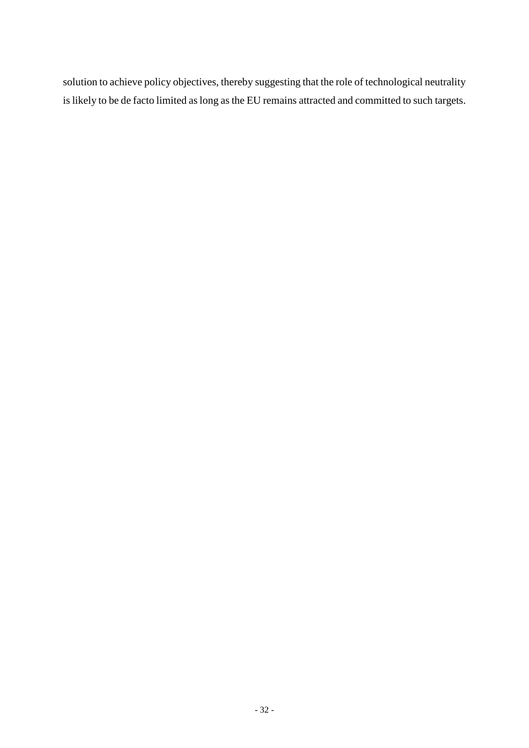solution to achieve policy objectives, thereby suggesting that the role of technological neutrality is likely to be de facto limited as long as the EU remains attracted and committed to such targets.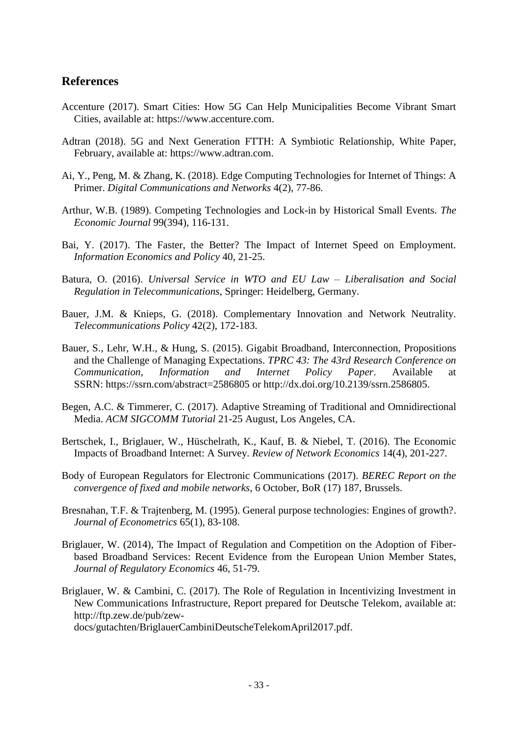## References

Accenture (2017). Smart Cities: How 5G Can Help Municipalities Become Vibrant Smart Cities, available at: https://www.accenture.com.

Adtran (2018). 5G and Next Generation FTTH: A Symbiotic Relationship, White Paper, February, available at: https://www.adtran.com.

Ai, Y., Peng, M. & Zhang, K. (2018). Edge Computing Technologies for Internet of Things: A Primer. *Digital Communications and Networks* 4(2), 77-86.

Arthur, W.B. (1989). Competing Technologies and Lock-in by Historical Small Events. *The Economic Journal* 99(394), 116-131.

Bai, Y. (2017). The Faster, the Better? The Impact of Internet Speed on Employment. *Information Economics and Policy* 40, 21-25.

Batura, O. (2016). *Universal Service in WTO and EU Law – Liberalisation and Social Regulation in Telecommunications*, Springer: Heidelberg, Germany.

Bauer, J.M. & Knieps, G. (2018). Complementary Innovation and Network Neutrality. *Telecommunications Policy* 42(2), 172-183.

Bauer, S., Lehr, W.H., & Hung, S. (2015). Gigabit Broadband, Interconnection, Propositions and the Challenge of Managing Expectations. *TPRC 43: The 43rd Research Conference on Communication, Information and Internet Policy Paper*. Available at SSRN: https://ssrn.com/abstract=2586805 or http://dx.doi.org/10.2139/ssrn.2586805.

Begen, A.C. & Timmerer, C. (2017). Adaptive Streaming of Traditional and Omnidirectional Media. *ACM SIGCOMM Tutorial* 21-25 August, Los Angeles, CA.

Bertschek, I., Briglauer, W., Hüschelrath, K., Kauf, B. & Niebel, T. (2016). The Economic Impacts of Broadband Internet: A Survey. *Review of Network Economics* 14(4), 201-227.

Body of European Regulators for Electronic Communications (2017). *BEREC Report on the convergence of fixed and mobile networks*, 6 October, BoR (17) 187, Brussels.

Bresnahan, T.F. & Trajtenberg, M. (1995). General purpose technologies: Engines of growth?. *Journal of Econometrics* 65(1), 83-108.

Briglauer, W. (2014), The Impact of Regulation and Competition on the Adoption of Fiber-based Broadband Services: Recent Evidence from the European Union Member States, *Journal of Regulatory Economics* 46, 51-79.

Briglauer, W. & Cambini, C. (2017). The Role of Regulation in Incentivizing Investment in New Communications Infrastructure, Report prepared for Deutsche Telekom, available at: http://ftp.zew.de/pub/zew-docs/gutachten/BriglauerCambiniDeutscheTelekomApril2017.pdf.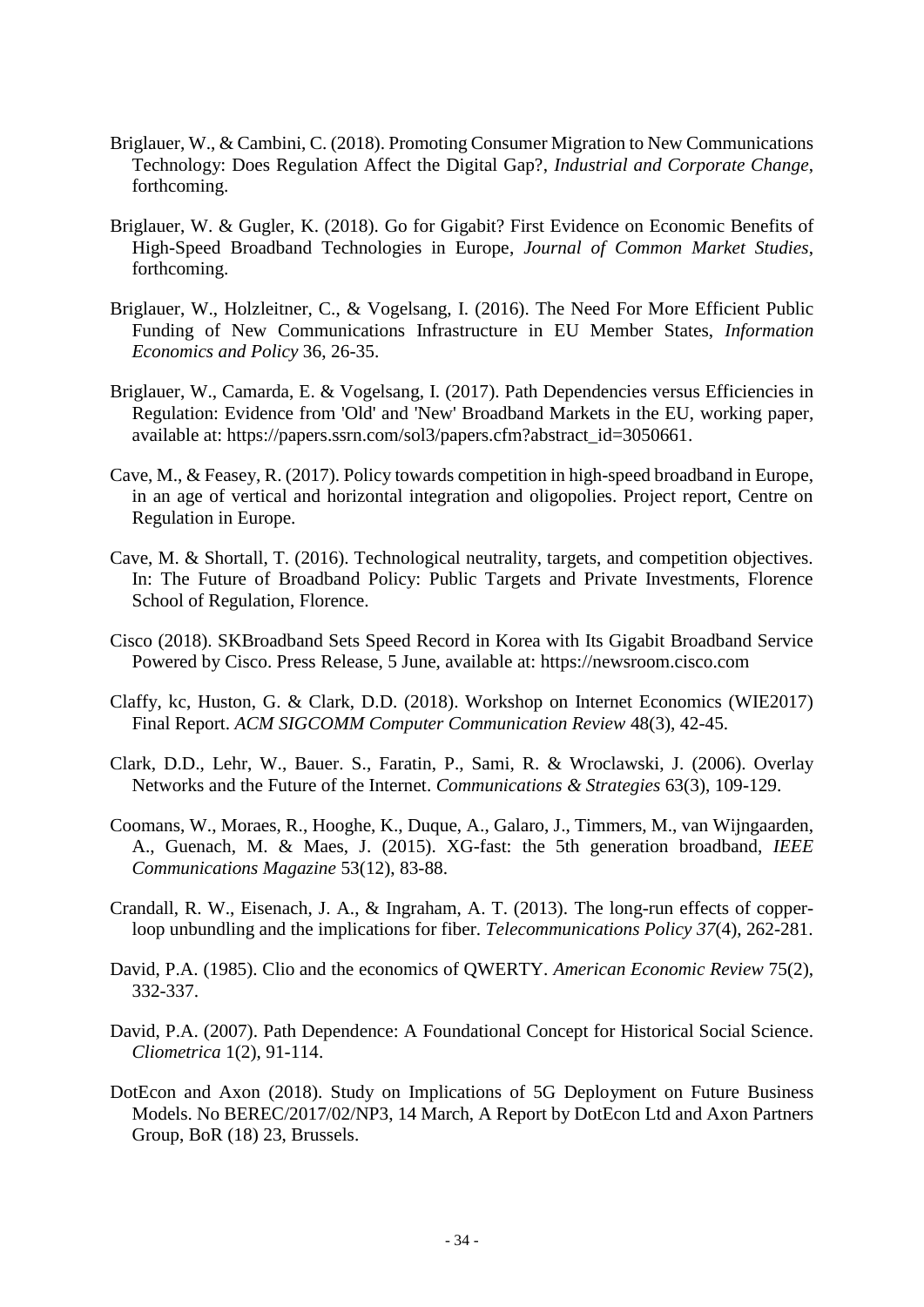Briglauer, W., & Cambini, C. (2018). Promoting Consumer Migration to New Communications Technology: Does Regulation Affect the Digital Gap?, *Industrial and Corporate Change*, forthcoming.

Briglauer, W. & Gugler, K. (2018). Go for Gigabit? First Evidence on Economic Benefits of High-Speed Broadband Technologies in Europe, *Journal of Common Market Studies*, forthcoming.

Briglauer, W., Holzleitner, C., & Vogelsang, I. (2016). The Need For More Efficient Public Funding of New Communications Infrastructure in EU Member States, *Information Economics and Policy* 36, 26-35.

Briglauer, W., Camarda, E. & Vogelsang, I. (2017). Path Dependencies versus Efficiencies in Regulation: Evidence from 'Old' and 'New' Broadband Markets in the EU, working paper, available at: https://papers.ssrn.com/sol3/papers.cfm?abstract_id=3050661.

Cave, M., & Feasey, R. (2017). Policy towards competition in high-speed broadband in Europe, in an age of vertical and horizontal integration and oligopolies. Project report, Centre on Regulation in Europe.

Cave, M. & Shortall, T. (2016). Technological neutrality, targets, and competition objectives. In: The Future of Broadband Policy: Public Targets and Private Investments, Florence School of Regulation, Florence.

Cisco (2018). SKBroadband Sets Speed Record in Korea with Its Gigabit Broadband Service Powered by Cisco. Press Release, 5 June, available at: https://newsroom.cisco.com

Claffy, kc, Huston, G. & Clark, D.D. (2018). Workshop on Internet Economics (WIE2017) Final Report. *ACM SIGCOMM Computer Communication Review* 48(3), 42-45.

Clark, D.D., Lehr, W., Bauer. S., Faratin, P., Sami, R. & Wroclawski, J. (2006). Overlay Networks and the Future of the Internet. *Communications & Strategies* 63(3), 109-129.

Coomans, W., Moraes, R., Hooghe, K., Duque, A., Galaro, J., Timmers, M., van Wijngaarden, A., Guenach, M. & Maes, J. (2015). XG-fast: the 5th generation broadband, *IEEE Communications Magazine* 53(12), 83-88.

Crandall, R. W., Eisenach, J. A., & Ingraham, A. T. (2013). The long-run effects of copper-loop unbundling and the implications for fiber. *Telecommunications Policy 37*(4), 262-281.

David, P.A. (1985). Clio and the economics of QWERTY. *American Economic Review* 75(2), 332-337.

David, P.A. (2007). Path Dependence: A Foundational Concept for Historical Social Science. *Cliometrica* 1(2), 91-114.

DotEcon and Axon (2018). Study on Implications of 5G Deployment on Future Business Models. No BEREC/2017/02/NP3, 14 March, A Report by DotEcon Ltd and Axon Partners Group, BoR (18) 23, Brussels.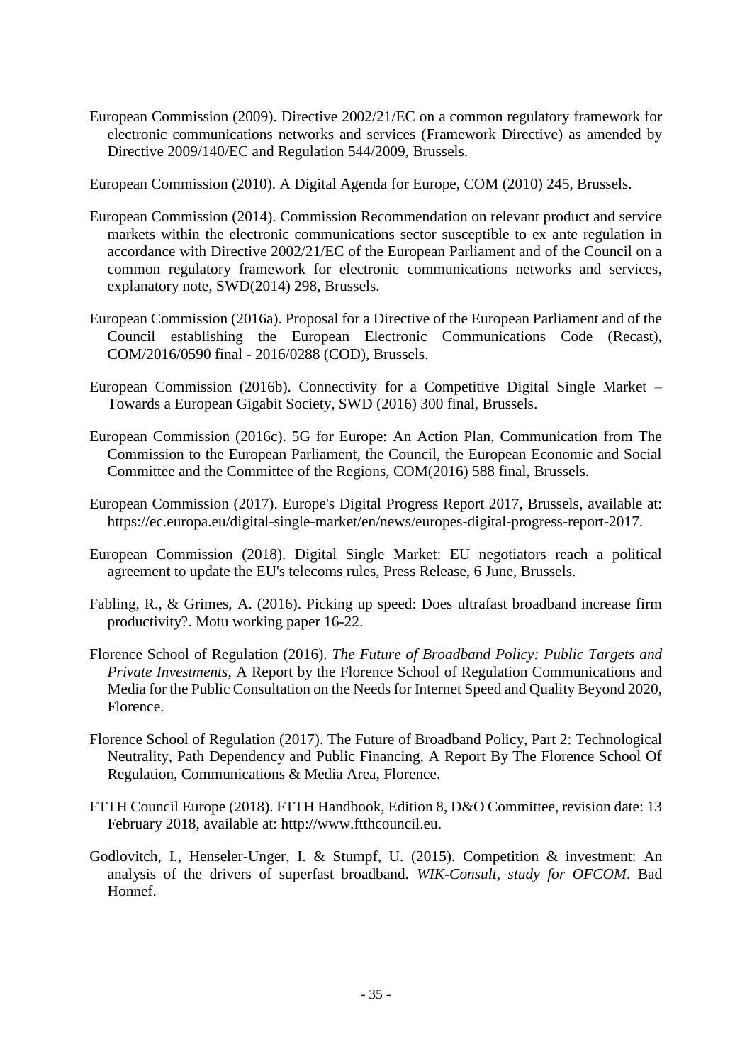European Commission (2009). Directive 2002/21/EC on a common regulatory framework for electronic communications networks and services (Framework Directive) as amended by Directive 2009/140/EC and Regulation 544/2009, Brussels.

European Commission (2010). A Digital Agenda for Europe, COM (2010) 245, Brussels.

European Commission (2014). Commission Recommendation on relevant product and service markets within the electronic communications sector susceptible to ex ante regulation in accordance with Directive 2002/21/EC of the European Parliament and of the Council on a common regulatory framework for electronic communications networks and services, explanatory note, SWD(2014) 298, Brussels.

European Commission (2016a). Proposal for a Directive of the European Parliament and of the Council establishing the European Electronic Communications Code (Recast), COM/2016/0590 final - 2016/0288 (COD), Brussels.

European Commission (2016b). Connectivity for a Competitive Digital Single Market – Towards a European Gigabit Society, SWD (2016) 300 final, Brussels.

European Commission (2016c). 5G for Europe: An Action Plan, Communication from The Commission to the European Parliament, the Council, the European Economic and Social Committee and the Committee of the Regions, COM(2016) 588 final, Brussels.

European Commission (2017). Europe's Digital Progress Report 2017, Brussels, available at: https://ec.europa.eu/digital-single-market/en/news/europes-digital-progress-report-2017.

European Commission (2018). Digital Single Market: EU negotiators reach a political agreement to update the EU's telecoms rules, Press Release, 6 June, Brussels.

Fabling, R., & Grimes, A. (2016). Picking up speed: Does ultrafast broadband increase firm productivity?. Motu working paper 16-22.

Florence School of Regulation (2016). *The Future of Broadband Policy: Public Targets and Private Investments*, A Report by the Florence School of Regulation Communications and Media for the Public Consultation on the Needs for Internet Speed and Quality Beyond 2020, Florence.

Florence School of Regulation (2017). The Future of Broadband Policy, Part 2: Technological Neutrality, Path Dependency and Public Financing, A Report By The Florence School Of Regulation, Communications & Media Area, Florence.

FTTH Council Europe (2018). FTTH Handbook, Edition 8, D&O Committee, revision date: 13 February 2018, available at: http://www.ftthcouncil.eu.

Godlovitch, I., Henseler-Unger, I. & Stumpf, U. (2015). Competition & investment: An analysis of the drivers of superfast broadband. *WIK-Consult, study for OFCOM*. Bad Honnef.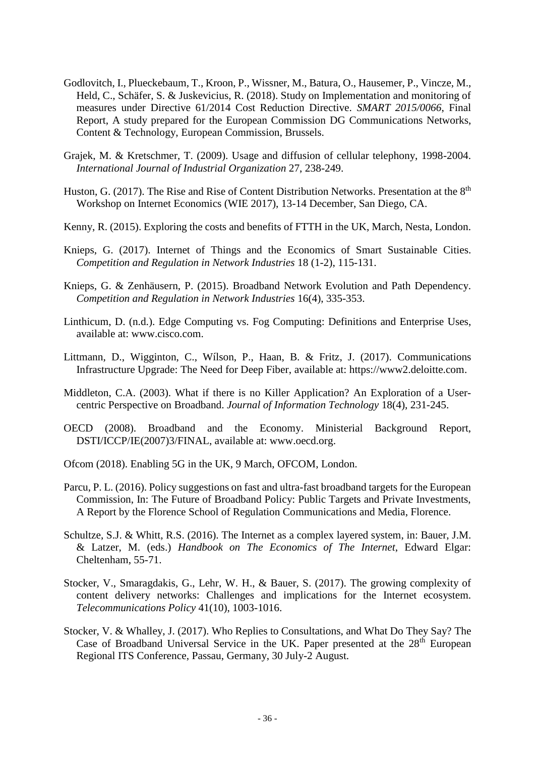Godlovitch, I., Plueckebaum, T., Kroon, P., Wissner, M., Batura, O., Hausemer, P., Vincze, M., Held, C., Schäfer, S. & Juskevicius, R. (2018). Study on Implementation and monitoring of measures under Directive 61/2014 Cost Reduction Directive. *SMART 2015/0066*, Final Report, A study prepared for the European Commission DG Communications Networks, Content & Technology, European Commission, Brussels.

Grajek, M. & Kretschmer, T. (2009). Usage and diffusion of cellular telephony, 1998-2004. *International Journal of Industrial Organization* 27, 238-249.

Huston, G. (2017). The Rise and Rise of Content Distribution Networks. Presentation at the 8th Workshop on Internet Economics (WIE 2017), 13-14 December, San Diego, CA.

Kenny, R. (2015). Exploring the costs and benefits of FTTH in the UK, March, Nesta, London.

Knieps, G. (2017). Internet of Things and the Economics of Smart Sustainable Cities. *Competition and Regulation in Network Industries* 18 (1-2), 115-131.

Knieps, G. & Zenhäusern, P. (2015). Broadband Network Evolution and Path Dependency. *Competition and Regulation in Network Industries* 16(4), 335-353.

Linthicum, D. (n.d.). Edge Computing vs. Fog Computing: Definitions and Enterprise Uses, available at: www.cisco.com.

Littmann, D., Wigginton, C., Wílson, P., Haan, B. & Fritz, J. (2017). Communications Infrastructure Upgrade: The Need for Deep Fiber, available at: https://www2.deloitte.com.

Middleton, C.A. (2003). What if there is no Killer Application? An Exploration of a User-centric Perspective on Broadband. *Journal of Information Technology* 18(4), 231-245.

OECD (2008). Broadband and the Economy. Ministerial Background Report, DSTI/ICCP/IE(2007)3/FINAL, available at: www.oecd.org.

Ofcom (2018). Enabling 5G in the UK, 9 March, OFCOM, London.

Parcu, P. L. (2016). Policy suggestions on fast and ultra-fast broadband targets for the European Commission, In: The Future of Broadband Policy: Public Targets and Private Investments, A Report by the Florence School of Regulation Communications and Media, Florence.

Schultze, S.J. & Whitt, R.S. (2016). The Internet as a complex layered system, in: Bauer, J.M. & Latzer, M. (eds.) *Handbook on The Economics of The Internet*, Edward Elgar: Cheltenham, 55-71.

Stocker, V., Smaragdakis, G., Lehr, W. H., & Bauer, S. (2017). The growing complexity of content delivery networks: Challenges and implications for the Internet ecosystem. *Telecommunications Policy* 41(10), 1003-1016.

Stocker, V. & Whalley, J. (2017). Who Replies to Consultations, and What Do They Say? The Case of Broadband Universal Service in the UK. Paper presented at the 28th European Regional ITS Conference, Passau, Germany, 30 July-2 August.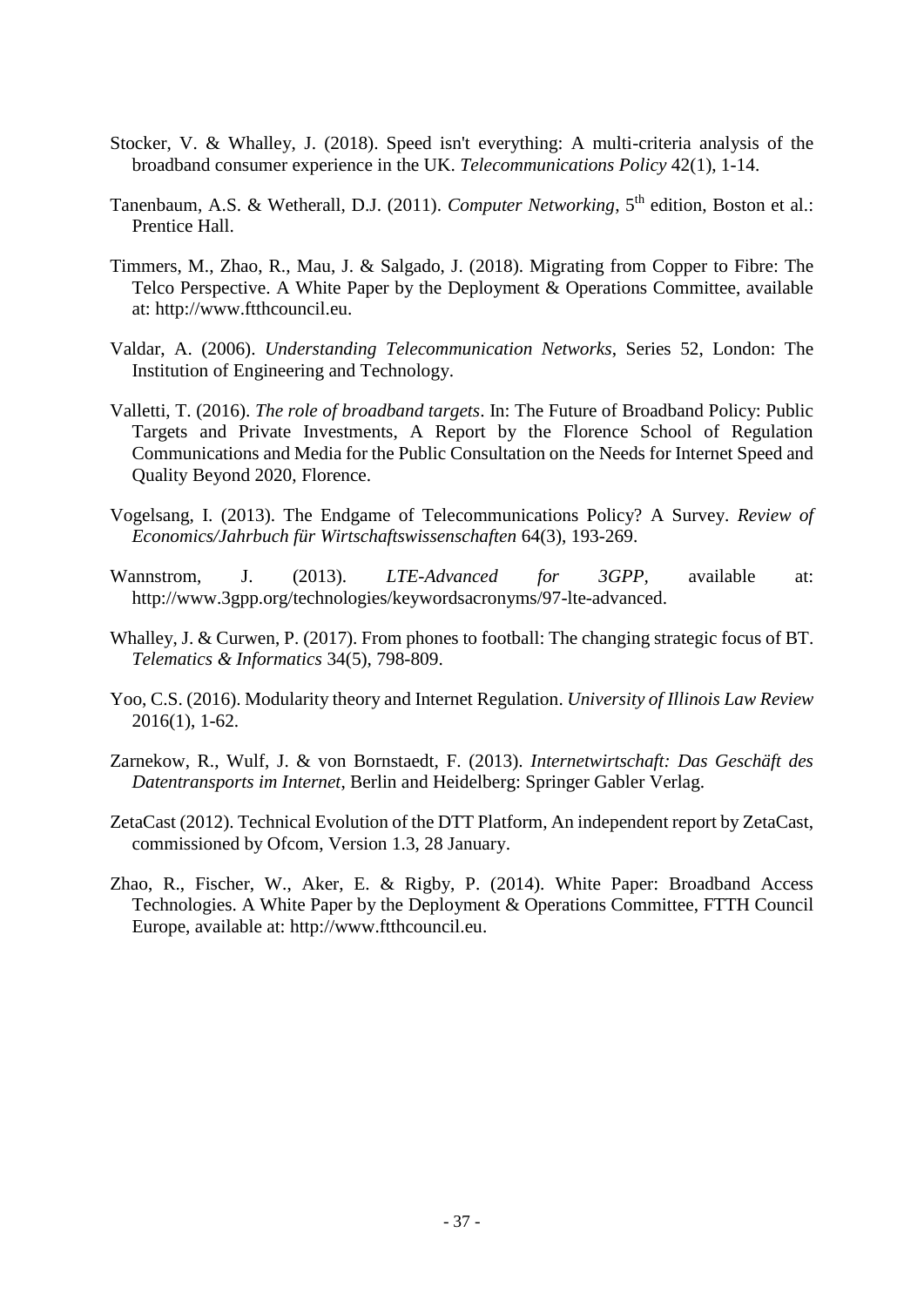Stocker, V. & Whalley, J. (2018). Speed isn't everything: A multi-criteria analysis of the broadband consumer experience in the UK. *Telecommunications Policy* 42(1), 1-14.

Tanenbaum, A.S. & Wetherall, D.J. (2011). *Computer Networking*, 5th edition, Boston et al.: Prentice Hall.

Timmers, M., Zhao, R., Mau, J. & Salgado, J. (2018). Migrating from Copper to Fibre: The Telco Perspective. A White Paper by the Deployment & Operations Committee, available at: http://www.ftthcouncil.eu.

Valdar, A. (2006). *Understanding Telecommunication Networks*, Series 52, London: The Institution of Engineering and Technology.

Valletti, T. (2016). *The role of broadband targets*. In: The Future of Broadband Policy: Public Targets and Private Investments, A Report by the Florence School of Regulation Communications and Media for the Public Consultation on the Needs for Internet Speed and Quality Beyond 2020, Florence.

Vogelsang, I. (2013). The Endgame of Telecommunications Policy? A Survey. *Review of Economics/Jahrbuch für Wirtschaftswissenschaften* 64(3), 193-269.

Wannstrom, J. (2013). *LTE-Advanced for 3GPP*, available at: http://www.3gpp.org/technologies/keywordsacronyms/97-lte-advanced.

Whalley, J. & Curwen, P. (2017). From phones to football: The changing strategic focus of BT. *Telematics & Informatics* 34(5), 798-809.

Yoo, C.S. (2016). Modularity theory and Internet Regulation. *University of Illinois Law Review* 2016(1), 1-62.

Zarnekow, R., Wulf, J. & von Bornstaedt, F. (2013). *Internetwirtschaft: Das Geschäft des Datentransports im Internet*, Berlin and Heidelberg: Springer Gabler Verlag.

ZetaCast (2012). Technical Evolution of the DTT Platform, An independent report by ZetaCast, commissioned by Ofcom, Version 1.3, 28 January.

Zhao, R., Fischer, W., Aker, E. & Rigby, P. (2014). White Paper: Broadband Access Technologies. A White Paper by the Deployment & Operations Committee, FTTH Council Europe, available at: http://www.ftthcouncil.eu.